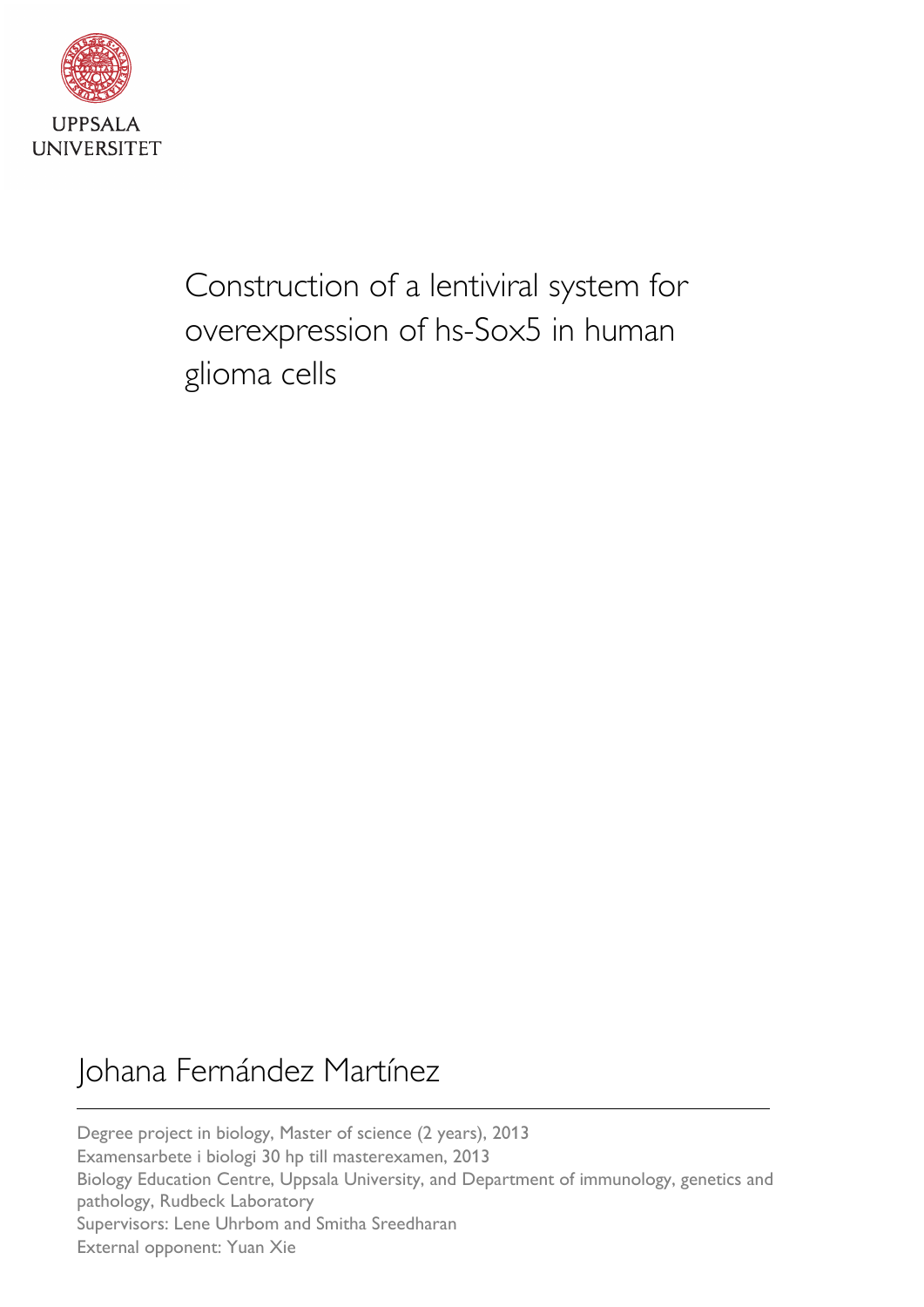UPPSALA UNIVERSITET

# Construction of a lentiviral system for overexpression of hs-Sox5 in human glioma cells

## Johana Fernández Martínez

---

Degree project in biology, Master of science (2 years), 2013
Examensarbete i biologi 30 hp till masterexamen, 2013
Biology Education Centre, Uppsala University, and Department of immunology, genetics and pathology, Rudbeck Laboratory
Supervisors: Lene Uhrbom and Smitha Sreedharan
External opponent: Yuan Xie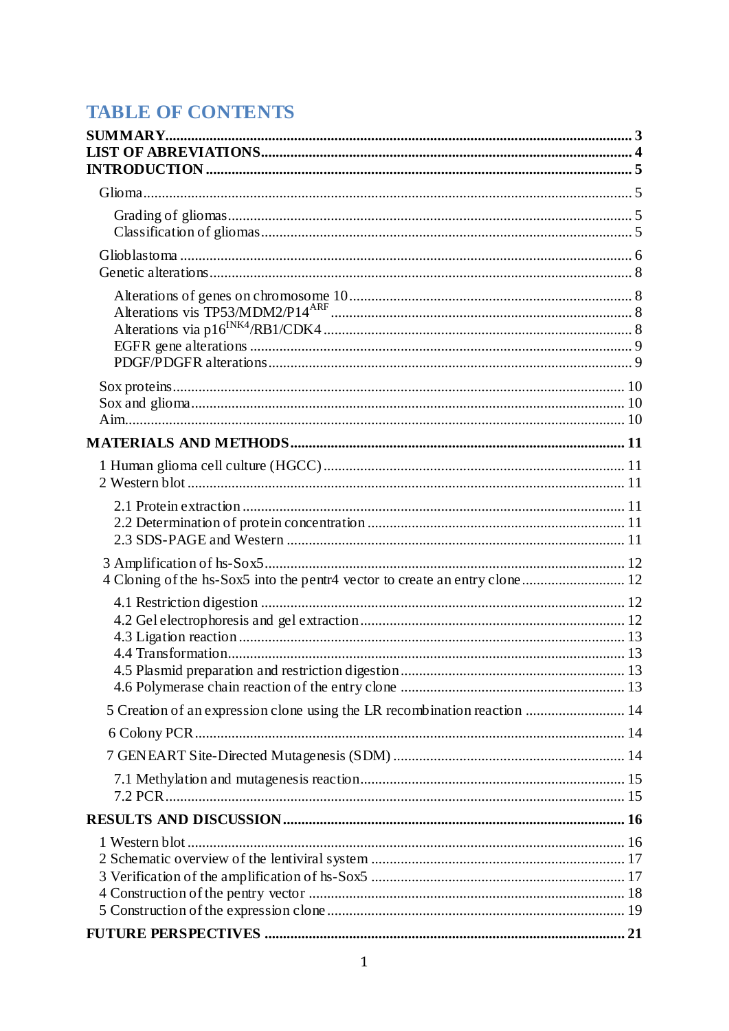# TABLE OF CONTENTS

**SUMMARY** ..... **3**
**LIST OF ABREVIATIONS** ..... **4**
**INTRODUCTION** ..... **5**

- Glioma ..... 5
  - Grading of gliomas ..... 5
  - Classification of gliomas ..... 5
- Glioblastoma ..... 6
- Genetic alterations ..... 8
  - Alterations of genes on chromosome 10 ..... 8
  - Alterations vis TP53/MDM2/P14$^{ARF}$ ..... 8
  - Alterations via p16$^{INK4}$/RB1/CDK4 ..... 8
  - EGFR gene alterations ..... 9
  - PDGF/PDGFR alterations ..... 9
- Sox proteins ..... 10
- Sox and glioma ..... 10
- Aim ..... 10

**MATERIALS AND METHODS** ..... **11**

- 1 Human glioma cell culture (HGCC) ..... 11
- 2 Western blot ..... 11
  - 2.1 Protein extraction ..... 11
  - 2.2 Determination of protein concentration ..... 11
  - 2.3 SDS-PAGE and Western ..... 11
- 3 Amplification of hs-Sox5 ..... 12
- 4 Cloning of the hs-Sox5 into the pentr4 vector to create an entry clone ..... 12
  - 4.1 Restriction digestion ..... 12
  - 4.2 Gel electrophoresis and gel extraction ..... 12
  - 4.3 Ligation reaction ..... 13
  - 4.4 Transformation ..... 13
  - 4.5 Plasmid preparation and restriction digestion ..... 13
  - 4.6 Polymerase chain reaction of the entry clone ..... 13
- 5 Creation of an expression clone using the LR recombination reaction ..... 14
- 6 Colony PCR ..... 14
- 7 GENEART Site-Directed Mutagenesis (SDM) ..... 14
  - 7.1 Methylation and mutagenesis reaction ..... 15
  - 7.2 PCR ..... 15

**RESULTS AND DISCUSSION** ..... **16**

- 1 Western blot ..... 16
- 2 Schematic overview of the lentiviral system ..... 17
- 3 Verification of the amplification of hs-Sox5 ..... 17
- 4 Construction of the pentry vector ..... 18
- 5 Construction of the expression clone ..... 19

**FUTURE PERSPECTIVES** ..... **21**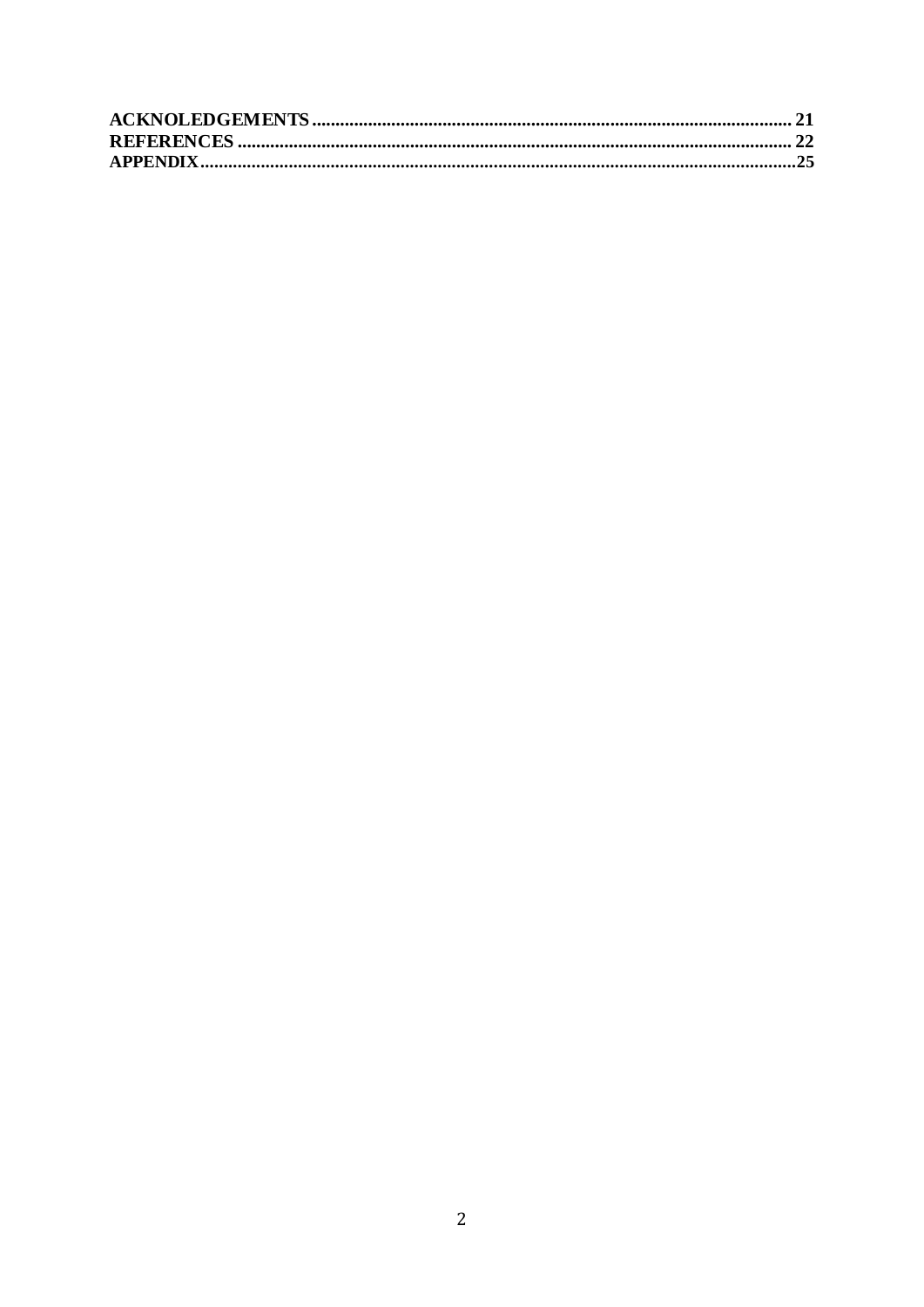**ACKNOLEDGEMENTS** .......................................................................................................... 21
**REFERENCES** .................................................................................................................. 22
**APPENDIX**......................................................................................................................25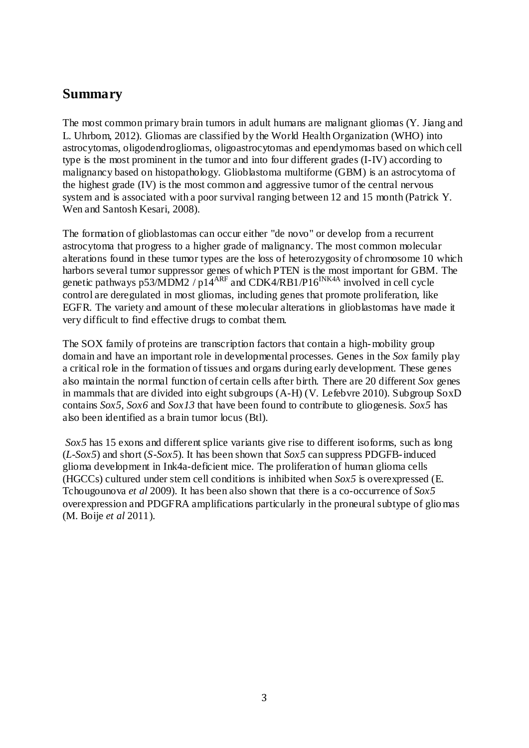## Summary

The most common primary brain tumors in adult humans are malignant gliomas (Y. Jiang and L. Uhrbom, 2012). Gliomas are classified by the World Health Organization (WHO) into astrocytomas, oligodendrogliomas, oligoastrocytomas and ependymomas based on which cell type is the most prominent in the tumor and into four different grades (I-IV) according to malignancy based on histopathology. Glioblastoma multiforme (GBM) is an astrocytoma of the highest grade (IV) is the most common and aggressive tumor of the central nervous system and is associated with a poor survival ranging between 12 and 15 month (Patrick Y. Wen and Santosh Kesari, 2008).

The formation of glioblastomas can occur either "de novo" or develop from a recurrent astrocytoma that progress to a higher grade of malignancy. The most common molecular alterations found in these tumor types are the loss of heterozygosity of chromosome 10 which harbors several tumor suppressor genes of which PTEN is the most important for GBM. The genetic pathways p53/MDM2 / $p14^{ARF}$ and CDK4/RB1/$P16^{INK4A}$ involved in cell cycle control are deregulated in most gliomas, including genes that promote proliferation, like EGFR. The variety and amount of these molecular alterations in glioblastomas have made it very difficult to find effective drugs to combat them.

The SOX family of proteins are transcription factors that contain a high-mobility group domain and have an important role in developmental processes. Genes in the *Sox* family play a critical role in the formation of tissues and organs during early development. These genes also maintain the normal function of certain cells after birth. There are 20 different *Sox* genes in mammals that are divided into eight subgroups (A-H) (V. Lefebvre 2010). Subgroup SoxD contains *Sox5*, *Sox6* and *Sox13* that have been found to contribute to gliogenesis. *Sox5* has also been identified as a brain tumor locus (Btl).

*Sox5* has 15 exons and different splice variants give rise to different isoforms, such as long (*L-Sox5*) and short (*S-Sox5*). It has been shown that *Sox5* can suppress PDGFB-induced glioma development in Ink4a-deficient mice. The proliferation of human glioma cells (HGCCs) cultured under stem cell conditions is inhibited when *Sox5* is overexpressed (E. Tchougounova *et al* 2009). It has been also shown that there is a co-occurrence of *Sox5* overexpression and PDGFRA amplifications particularly in the proneural subtype of gliomas (M. Boije *et al* 2011).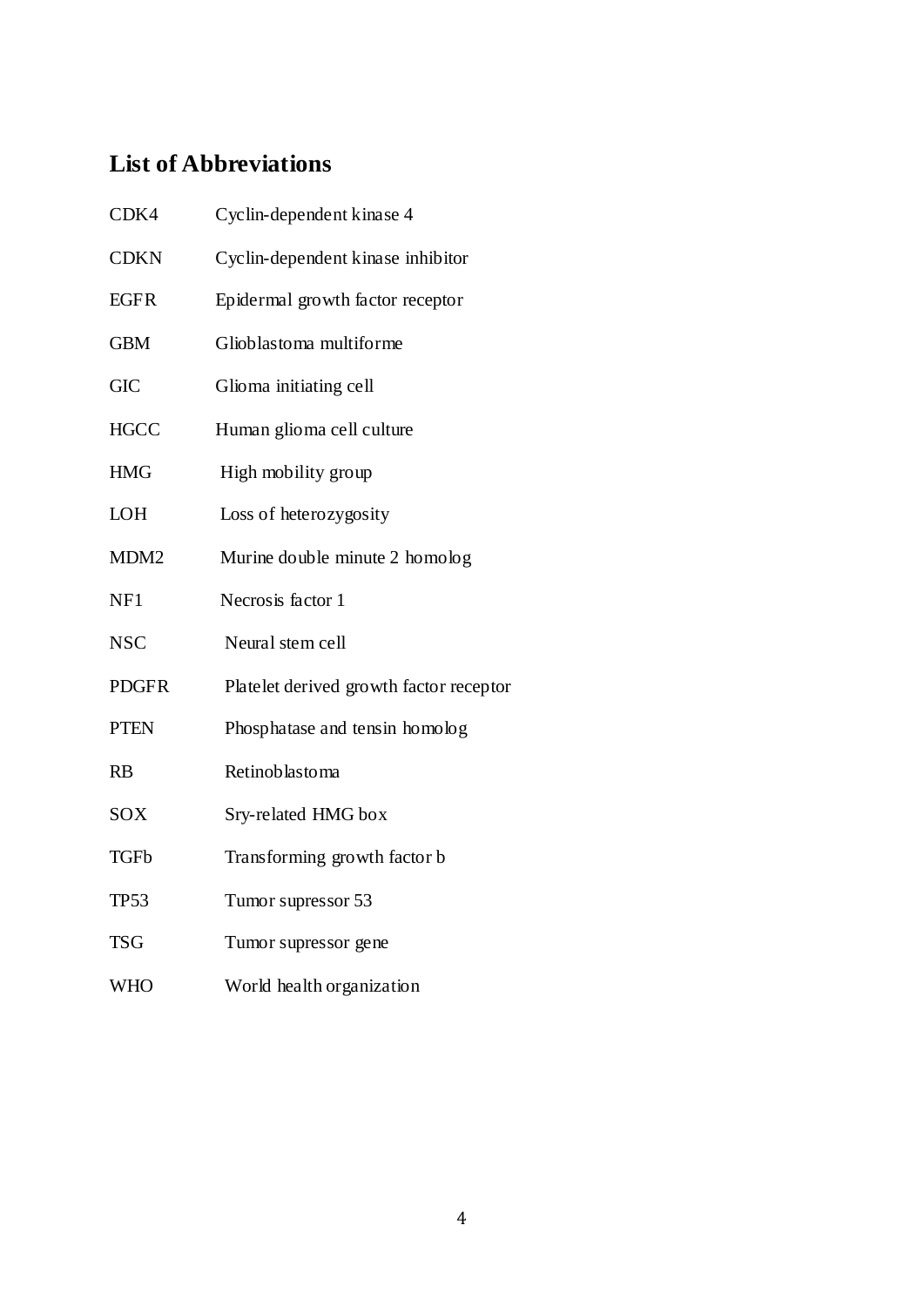## List of Abbreviations

| | |
|---|---|
| CDK4 | Cyclin-dependent kinase 4 |
| CDKN | Cyclin-dependent kinase inhibitor |
| EGFR | Epidermal growth factor receptor |
| GBM | Glioblastoma multiforme |
| GIC | Glioma initiating cell |
| HGCC | Human glioma cell culture |
| HMG | High mobility group |
| LOH | Loss of heterozygosity |
| MDM2 | Murine double minute 2 homolog |
| NF1 | Necrosis factor 1 |
| NSC | Neural stem cell |
| PDGFR | Platelet derived growth factor receptor |
| PTEN | Phosphatase and tensin homolog |
| RB | Retinoblastoma |
| SOX | Sry-related HMG box |
| TGFb | Transforming growth factor b |
| TP53 | Tumor supressor 53 |
| TSG | Tumor supressor gene |
| WHO | World health organization |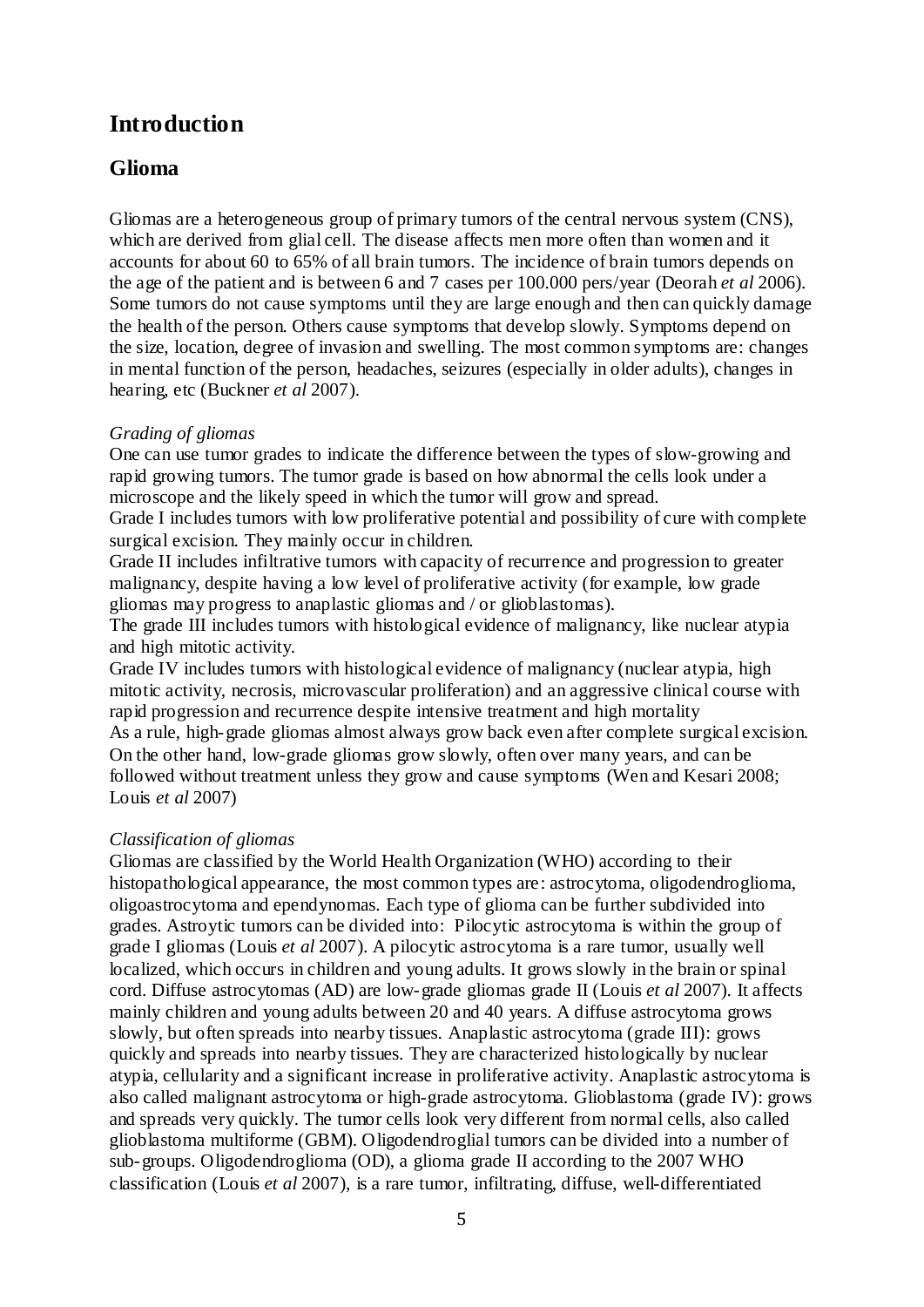# Introduction

## Glioma

Gliomas are a heterogeneous group of primary tumors of the central nervous system (CNS), which are derived from glial cell. The disease affects men more often than women and it accounts for about 60 to 65% of all brain tumors. The incidence of brain tumors depends on the age of the patient and is between 6 and 7 cases per 100.000 pers/year (Deorah *et al* 2006). Some tumors do not cause symptoms until they are large enough and then can quickly damage the health of the person. Others cause symptoms that develop slowly. Symptoms depend on the size, location, degree of invasion and swelling. The most common symptoms are: changes in mental function of the person, headaches, seizures (especially in older adults), changes in hearing, etc (Buckner *et al* 2007).

*Grading of gliomas*

One can use tumor grades to indicate the difference between the types of slow-growing and rapid growing tumors. The tumor grade is based on how abnormal the cells look under a microscope and the likely speed in which the tumor will grow and spread.

Grade I includes tumors with low proliferative potential and possibility of cure with complete surgical excision. They mainly occur in children.

Grade II includes infiltrative tumors with capacity of recurrence and progression to greater malignancy, despite having a low level of proliferative activity (for example, low grade gliomas may progress to anaplastic gliomas and / or glioblastomas).

The grade III includes tumors with histological evidence of malignancy, like nuclear atypia and high mitotic activity.

Grade IV includes tumors with histological evidence of malignancy (nuclear atypia, high mitotic activity, necrosis, microvascular proliferation) and an aggressive clinical course with rapid progression and recurrence despite intensive treatment and high mortality

As a rule, high-grade gliomas almost always grow back even after complete surgical excision. On the other hand, low-grade gliomas grow slowly, often over many years, and can be followed without treatment unless they grow and cause symptoms (Wen and Kesari 2008; Louis *et al* 2007)

*Classification of gliomas*

Gliomas are classified by the World Health Organization (WHO) according to their histopathological appearance, the most common types are: astrocytoma, oligodendroglioma, oligoastrocytoma and ependynomas. Each type of glioma can be further subdivided into grades. Astroytic tumors can be divided into: Pilocytic astrocytoma is within the group of grade I gliomas (Louis *et al* 2007). A pilocytic astrocytoma is a rare tumor, usually well localized, which occurs in children and young adults. It grows slowly in the brain or spinal cord. Diffuse astrocytomas (AD) are low-grade gliomas grade II (Louis *et al* 2007). It affects mainly children and young adults between 20 and 40 years. A diffuse astrocytoma grows slowly, but often spreads into nearby tissues. Anaplastic astrocytoma (grade III): grows quickly and spreads into nearby tissues. They are characterized histologically by nuclear atypia, cellularity and a significant increase in proliferative activity. Anaplastic astrocytoma is also called malignant astrocytoma or high-grade astrocytoma. Glioblastoma (grade IV): grows and spreads very quickly. The tumor cells look very different from normal cells, also called glioblastoma multiforme (GBM). Oligodendroglial tumors can be divided into a number of sub-groups. Oligodendroglioma (OD), a glioma grade II according to the 2007 WHO classification (Louis *et al* 2007), is a rare tumor, infiltrating, diffuse, well-differentiated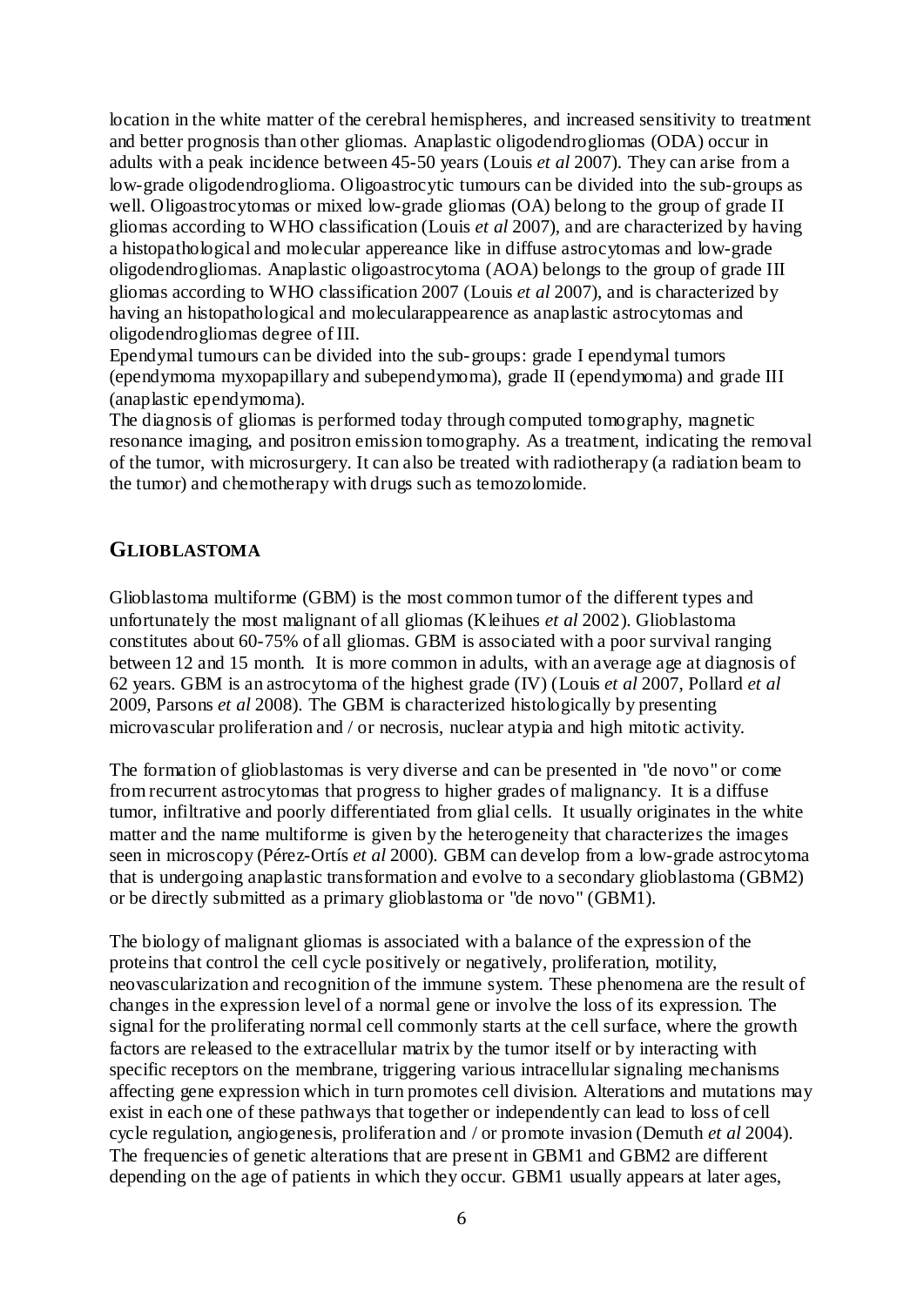location in the white matter of the cerebral hemispheres, and increased sensitivity to treatment and better prognosis than other gliomas. Anaplastic oligodendrogliomas (ODA) occur in adults with a peak incidence between 45-50 years (Louis *et al* 2007). They can arise from a low-grade oligodendroglioma. Oligoastrocytic tumours can be divided into the sub-groups as well. Oligoastrocytomas or mixed low-grade gliomas (OA) belong to the group of grade II gliomas according to WHO classification (Louis *et al* 2007), and are characterized by having a histopathological and molecular appereance like in diffuse astrocytomas and low-grade oligodendrogliomas. Anaplastic oligoastrocytoma (AOA) belongs to the group of grade III gliomas according to WHO classification 2007 (Louis *et al* 2007), and is characterized by having an histopathological and molecularappearence as anaplastic astrocytomas and oligodendrogliomas degree of III.

Ependymal tumours can be divided into the sub-groups: grade I ependymal tumors (ependymoma myxopapillary and subependymoma), grade II (ependymoma) and grade III (anaplastic ependymoma).

The diagnosis of gliomas is performed today through computed tomography, magnetic resonance imaging, and positron emission tomography. As a treatment, indicating the removal of the tumor, with microsurgery. It can also be treated with radiotherapy (a radiation beam to the tumor) and chemotherapy with drugs such as temozolomide.

## GLIOBLASTOMA

Glioblastoma multiforme (GBM) is the most common tumor of the different types and unfortunately the most malignant of all gliomas (Kleihues *et al* 2002). Glioblastoma constitutes about 60-75% of all gliomas. GBM is associated with a poor survival ranging between 12 and 15 month. It is more common in adults, with an average age at diagnosis of 62 years. GBM is an astrocytoma of the highest grade (IV) (Louis *et al* 2007, Pollard *et al* 2009, Parsons *et al* 2008). The GBM is characterized histologically by presenting microvascular proliferation and / or necrosis, nuclear atypia and high mitotic activity.

The formation of glioblastomas is very diverse and can be presented in "de novo" or come from recurrent astrocytomas that progress to higher grades of malignancy. It is a diffuse tumor, infiltrative and poorly differentiated from glial cells. It usually originates in the white matter and the name multiforme is given by the heterogeneity that characterizes the images seen in microscopy (Pérez-Ortís *et al* 2000). GBM can develop from a low-grade astrocytoma that is undergoing anaplastic transformation and evolve to a secondary glioblastoma (GBM2) or be directly submitted as a primary glioblastoma or "de novo" (GBM1).

The biology of malignant gliomas is associated with a balance of the expression of the proteins that control the cell cycle positively or negatively, proliferation, motility, neovascularization and recognition of the immune system. These phenomena are the result of changes in the expression level of a normal gene or involve the loss of its expression. The signal for the proliferating normal cell commonly starts at the cell surface, where the growth factors are released to the extracellular matrix by the tumor itself or by interacting with specific receptors on the membrane, triggering various intracellular signaling mechanisms affecting gene expression which in turn promotes cell division. Alterations and mutations may exist in each one of these pathways that together or independently can lead to loss of cell cycle regulation, angiogenesis, proliferation and / or promote invasion (Demuth *et al* 2004). The frequencies of genetic alterations that are present in GBM1 and GBM2 are different depending on the age of patients in which they occur. GBM1 usually appears at later ages,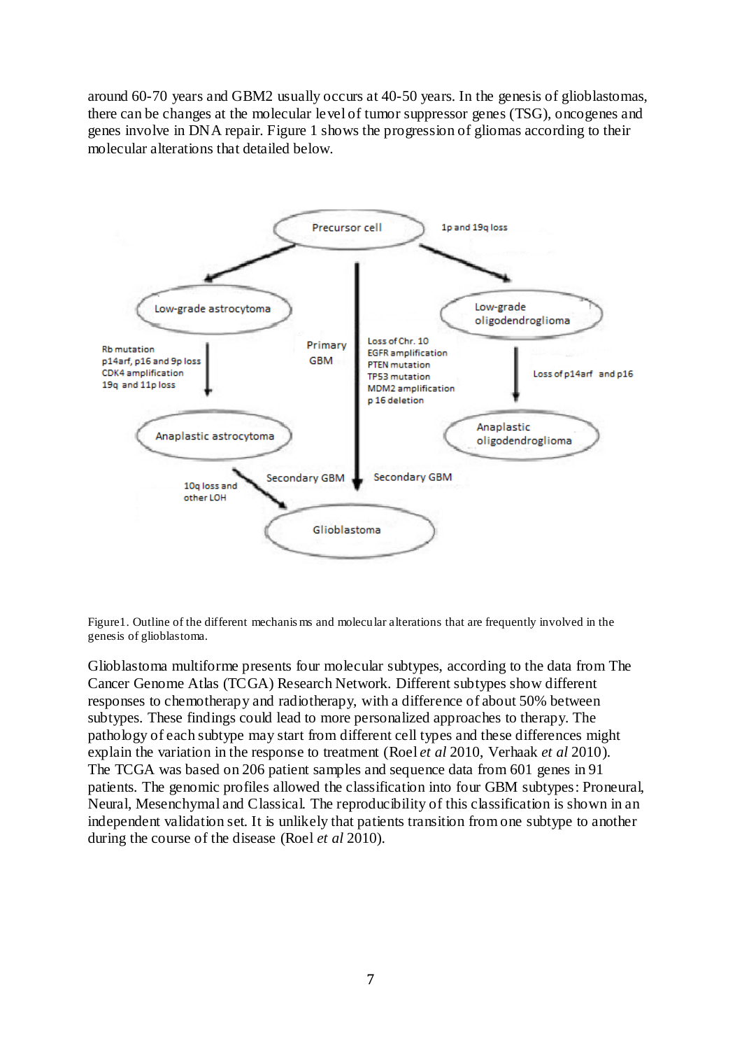around 60-70 years and GBM2 usually occurs at 40-50 years. In the genesis of glioblastomas, there can be changes at the molecular level of tumor suppressor genes (TSG), oncogenes and genes involve in DNA repair. Figure 1 shows the progression of gliomas according to their molecular alterations that detailed below.

Figure1. Outline of the different mechanisms and molecular alterations that are frequently involved in the genesis of glioblastoma.

Glioblastoma multiforme presents four molecular subtypes, according to the data from The Cancer Genome Atlas (TCGA) Research Network. Different subtypes show different responses to chemotherapy and radiotherapy, with a difference of about 50% between subtypes. These findings could lead to more personalized approaches to therapy. The pathology of each subtype may start from different cell types and these differences might explain the variation in the response to treatment (Roel *et al* 2010, Verhaak *et al* 2010). The TCGA was based on 206 patient samples and sequence data from 601 genes in 91 patients. The genomic profiles allowed the classification into four GBM subtypes: Proneural, Neural, Mesenchymal and Classical. The reproducibility of this classification is shown in an independent validation set. It is unlikely that patients transition from one subtype to another during the course of the disease (Roel *et al* 2010).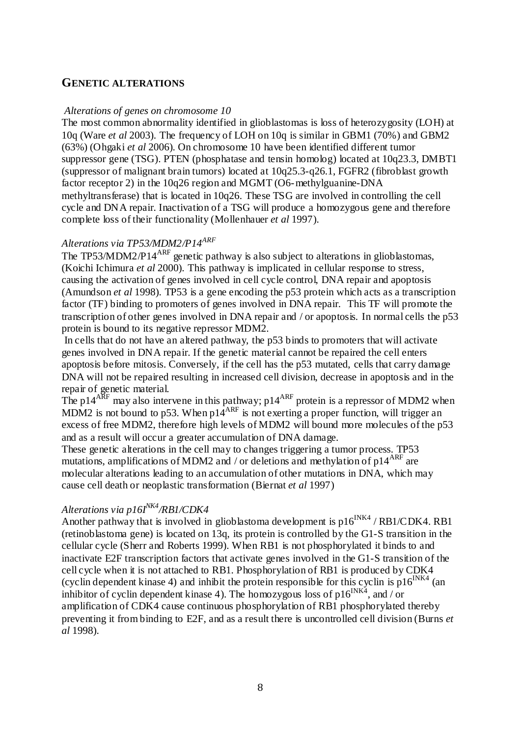## GENETIC ALTERATIONS

*Alterations of genes on chromosome 10*

The most common abnormality identified in glioblastomas is loss of heterozygosity (LOH) at 10q (Ware *et al* 2003). The frequency of LOH on 10q is similar in GBM1 (70%) and GBM2 (63%) (Ohgaki *et al* 2006). On chromosome 10 have been identified different tumor suppressor gene (TSG). PTEN (phosphatase and tensin homolog) located at 10q23.3, DMBT1 (suppressor of malignant brain tumors) located at 10q25.3-q26.1, FGFR2 (fibroblast growth factor receptor 2) in the 10q26 region and MGMT (O6-methylguanine-DNA methyltransferase) that is located in 10q26. These TSG are involved in controlling the cell cycle and DNA repair. Inactivation of a TSG will produce a homozygous gene and therefore complete loss of their functionality (Mollenhauer *et al* 1997).

*Alterations via TP53/MDM2/P14$^{ARF}$*

The TP53/MDM2/P14$^{ARF}$ genetic pathway is also subject to alterations in glioblastomas, (Koichi Ichimura *et al* 2000). This pathway is implicated in cellular response to stress, causing the activation of genes involved in cell cycle control, DNA repair and apoptosis (Amundson *et al* 1998). TP53 is a gene encoding the p53 protein which acts as a transcription factor (TF) binding to promoters of genes involved in DNA repair. This TF will promote the transcription of other genes involved in DNA repair and / or apoptosis. In normal cells the p53 protein is bound to its negative repressor MDM2.

In cells that do not have an altered pathway, the p53 binds to promoters that will activate genes involved in DNA repair. If the genetic material cannot be repaired the cell enters apoptosis before mitosis. Conversely, if the cell has the p53 mutated, cells that carry damage DNA will not be repaired resulting in increased cell division, decrease in apoptosis and in the repair of genetic material.

The p14$^{ARF}$ may also intervene in this pathway; p14$^{ARF}$ protein is a repressor of MDM2 when MDM2 is not bound to p53. When p14$^{ARF}$ is not exerting a proper function, will trigger an excess of free MDM2, therefore high levels of MDM2 will bound more molecules of the p53 and as a result will occur a greater accumulation of DNA damage.

These genetic alterations in the cell may to changes triggering a tumor process. TP53 mutations, amplifications of MDM2 and / or deletions and methylation of p14$^{ARF}$ are molecular alterations leading to an accumulation of other mutations in DNA, which may cause cell death or neoplastic transformation (Biernat *et al* 1997)

*Alterations via p16I$^{NK4}$/RB1/CDK4*

Another pathway that is involved in glioblastoma development is p16$^{INK4}$ / RB1/CDK4. RB1 (retinoblastoma gene) is located on 13q, its protein is controlled by the G1-S transition in the cellular cycle (Sherr and Roberts 1999). When RB1 is not phosphorylated it binds to and inactivate E2F transcription factors that activate genes involved in the G1-S transition of the cell cycle when it is not attached to RB1. Phosphorylation of RB1 is produced by CDK4 (cyclin dependent kinase 4) and inhibit the protein responsible for this cyclin is p16$^{INK4}$ (an inhibitor of cyclin dependent kinase 4). The homozygous loss of p16$^{INK4}$, and / or amplification of CDK4 cause continuous phosphorylation of RB1 phosphorylated thereby preventing it from binding to E2F, and as a result there is uncontrolled cell division (Burns *et al* 1998).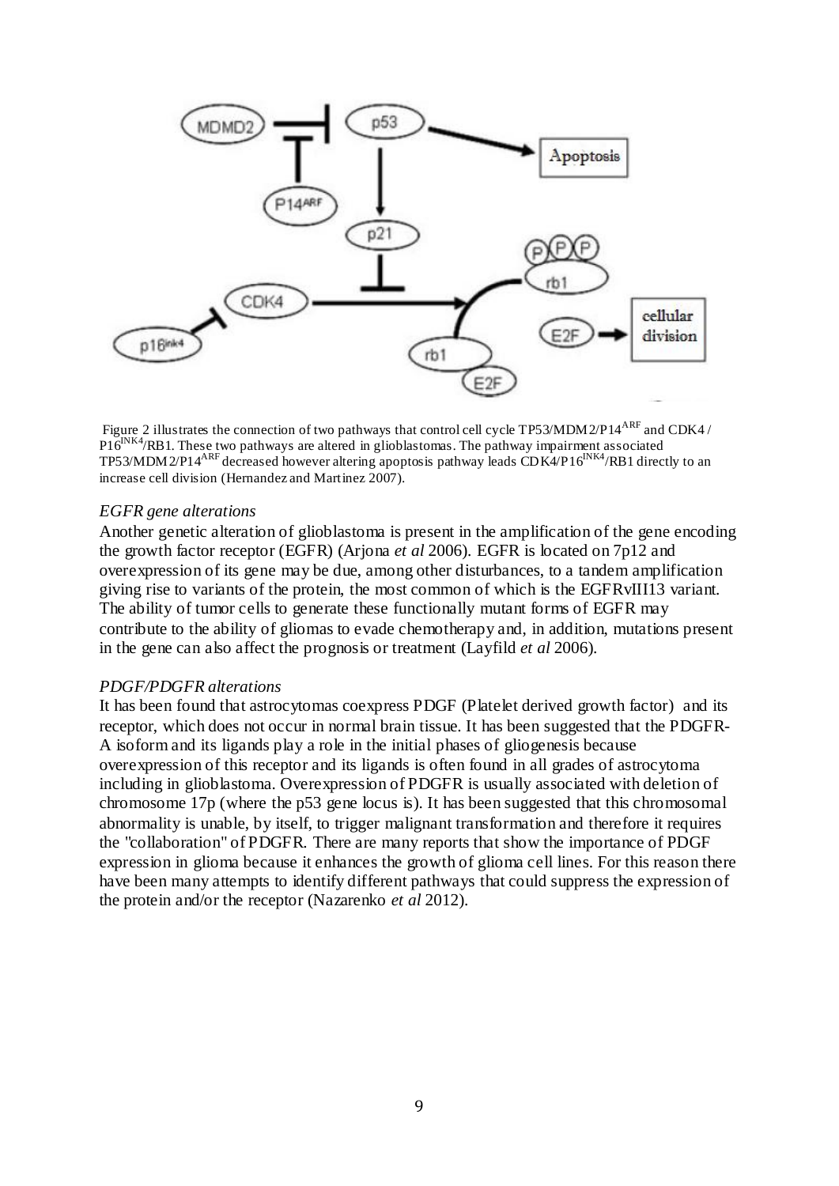Figure 2 illustrates the connection of two pathways that control cell cycle TP53/MDM2/P14$^{ARF}$ and CDK4 / P16$^{INK4}$/RB1. These two pathways are altered in glioblastomas. The pathway impairment associated TP53/MDM2/P14$^{ARF}$ decreased however altering apoptosis pathway leads CDK4/P16$^{INK4}$/RB1 directly to an increase cell division (Hernandez and Martinez 2007).

*EGFR gene alterations*

Another genetic alteration of glioblastoma is present in the amplification of the gene encoding the growth factor receptor (EGFR) (Arjona *et al* 2006). EGFR is located on 7p12 and overexpression of its gene may be due, among other disturbances, to a tandem amplification giving rise to variants of the protein, the most common of which is the EGFRvIII13 variant. The ability of tumor cells to generate these functionally mutant forms of EGFR may contribute to the ability of gliomas to evade chemotherapy and, in addition, mutations present in the gene can also affect the prognosis or treatment (Layfild *et al* 2006).

*PDGF/PDGFR alterations*

It has been found that astrocytomas coexpress PDGF (Platelet derived growth factor) and its receptor, which does not occur in normal brain tissue. It has been suggested that the PDGFR-A isoform and its ligands play a role in the initial phases of gliogenesis because overexpression of this receptor and its ligands is often found in all grades of astrocytoma including in glioblastoma. Overexpression of PDGFR is usually associated with deletion of chromosome 17p (where the p53 gene locus is). It has been suggested that this chromosomal abnormality is unable, by itself, to trigger malignant transformation and therefore it requires the "collaboration" of PDGFR. There are many reports that show the importance of PDGF expression in glioma because it enhances the growth of glioma cell lines. For this reason there have been many attempts to identify different pathways that could suppress the expression of the protein and/or the receptor (Nazarenko *et al* 2012).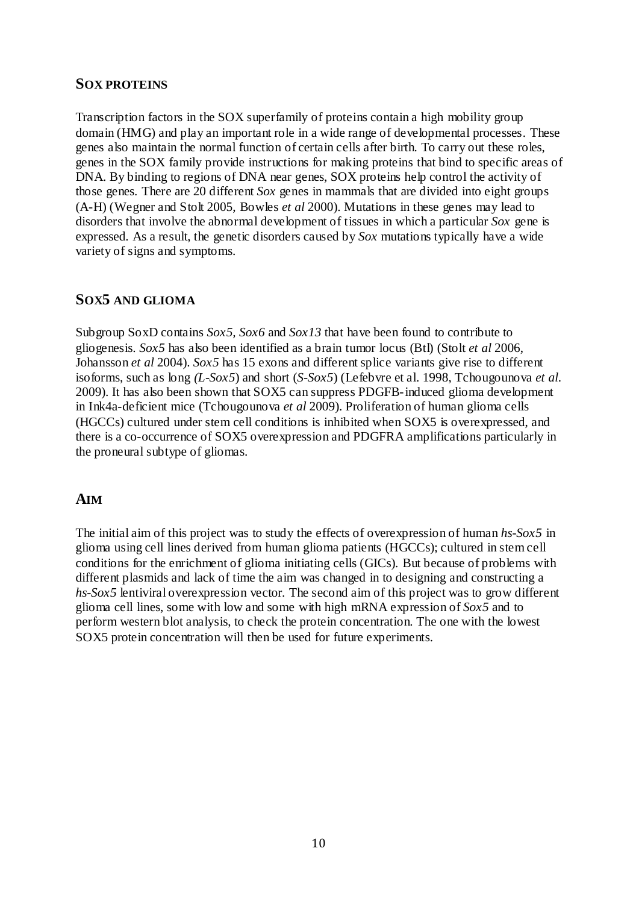## SOX PROTEINS

Transcription factors in the SOX superfamily of proteins contain a high mobility group domain (HMG) and play an important role in a wide range of developmental processes. These genes also maintain the normal function of certain cells after birth. To carry out these roles, genes in the SOX family provide instructions for making proteins that bind to specific areas of DNA. By binding to regions of DNA near genes, SOX proteins help control the activity of those genes. There are 20 different *Sox* genes in mammals that are divided into eight groups (A-H) (Wegner and Stolt 2005, Bowles *et al* 2000). Mutations in these genes may lead to disorders that involve the abnormal development of tissues in which a particular *Sox* gene is expressed. As a result, the genetic disorders caused by *Sox* mutations typically have a wide variety of signs and symptoms.

## SOX5 AND GLIOMA

Subgroup SoxD contains *Sox5*, *Sox6* and *Sox13* that have been found to contribute to gliogenesis. *Sox5* has also been identified as a brain tumor locus (Btl) (Stolt *et al* 2006, Johansson *et al* 2004). *Sox5* has 15 exons and different splice variants give rise to different isoforms, such as long *(L-Sox5*) and short (*S-Sox5*) (Lefebvre et al. 1998, Tchougounova *et al.* 2009). It has also been shown that SOX5 can suppress PDGFB-induced glioma development in Ink4a-deficient mice (Tchougounova *et al* 2009). Proliferation of human glioma cells (HGCCs) cultured under stem cell conditions is inhibited when SOX5 is overexpressed, and there is a co-occurrence of SOX5 overexpression and PDGFRA amplifications particularly in the proneural subtype of gliomas.

## AIM

The initial aim of this project was to study the effects of overexpression of human *hs-Sox5* in glioma using cell lines derived from human glioma patients (HGCCs); cultured in stem cell conditions for the enrichment of glioma initiating cells (GICs). But because of problems with different plasmids and lack of time the aim was changed in to designing and constructing a *hs-Sox5* lentiviral overexpression vector. The second aim of this project was to grow different glioma cell lines, some with low and some with high mRNA expression of *Sox5* and to perform western blot analysis, to check the protein concentration. The one with the lowest SOX5 protein concentration will then be used for future experiments.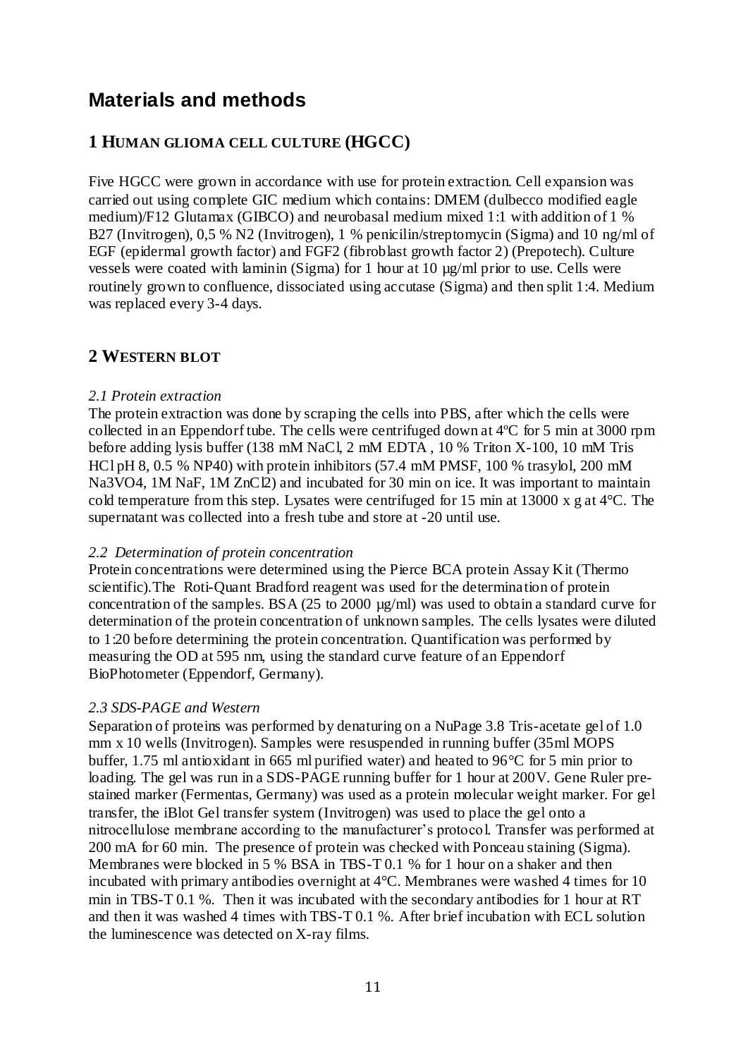# Materials and methods

## 1 HUMAN GLIOMA CELL CULTURE (HGCC)

Five HGCC were grown in accordance with use for protein extraction. Cell expansion was carried out using complete GIC medium which contains: DMEM (dulbecco modified eagle medium)/F12 Glutamax (GIBCO) and neurobasal medium mixed 1:1 with addition of 1 % B27 (Invitrogen), 0,5 % N2 (Invitrogen), 1 % penicilin/streptomycin (Sigma) and 10 ng/ml of EGF (epidermal growth factor) and FGF2 (fibroblast growth factor 2) (Prepotech). Culture vessels were coated with laminin (Sigma) for 1 hour at 10 µg/ml prior to use. Cells were routinely grown to confluence, dissociated using accutase (Sigma) and then split 1:4. Medium was replaced every 3-4 days.

## 2 WESTERN BLOT

### *2.1 Protein extraction*

The protein extraction was done by scraping the cells into PBS, after which the cells were collected in an Eppendorf tube. The cells were centrifuged down at 4ºC for 5 min at 3000 rpm before adding lysis buffer (138 mM NaCl, 2 mM EDTA , 10 % Triton X-100, 10 mM Tris HCl pH 8, 0.5 % NP40) with protein inhibitors (57.4 mM PMSF, 100 % trasylol, 200 mM $Na_3VO_4$, 1M NaF, 1M $ZnCl_2$) and incubated for 30 min on ice. It was important to maintain cold temperature from this step. Lysates were centrifuged for 15 min at 13000 x g at 4°C. The supernatant was collected into a fresh tube and store at -20 until use.

### *2.2 Determination of protein concentration*

Protein concentrations were determined using the Pierce BCA protein Assay Kit (Thermo scientific).The Roti-Quant Bradford reagent was used for the determination of protein concentration of the samples. BSA (25 to 2000 µg/ml) was used to obtain a standard curve for determination of the protein concentration of unknown samples. The cells lysates were diluted to 1:20 before determining the protein concentration. Quantification was performed by measuring the OD at 595 nm, using the standard curve feature of an Eppendorf BioPhotometer (Eppendorf, Germany).

### *2.3 SDS-PAGE and Western*

Separation of proteins was performed by denaturing on a NuPage 3.8 Tris-acetate gel of 1.0 mm x 10 wells (Invitrogen). Samples were resuspended in running buffer (35ml MOPS buffer, 1.75 ml antioxidant in 665 ml purified water) and heated to 96°C for 5 min prior to loading. The gel was run in a SDS-PAGE running buffer for 1 hour at 200V. Gene Ruler pre-stained marker (Fermentas, Germany) was used as a protein molecular weight marker. For gel transfer, the iBlot Gel transfer system (Invitrogen) was used to place the gel onto a nitrocellulose membrane according to the manufacturer's protocol. Transfer was performed at 200 mA for 60 min. The presence of protein was checked with Ponceau staining (Sigma). Membranes were blocked in 5 % BSA in TBS-T 0.1 % for 1 hour on a shaker and then incubated with primary antibodies overnight at 4°C. Membranes were washed 4 times for 10 min in TBS-T 0.1 %. Then it was incubated with the secondary antibodies for 1 hour at RT and then it was washed 4 times with TBS-T 0.1 %. After brief incubation with ECL solution the luminescence was detected on X-ray films.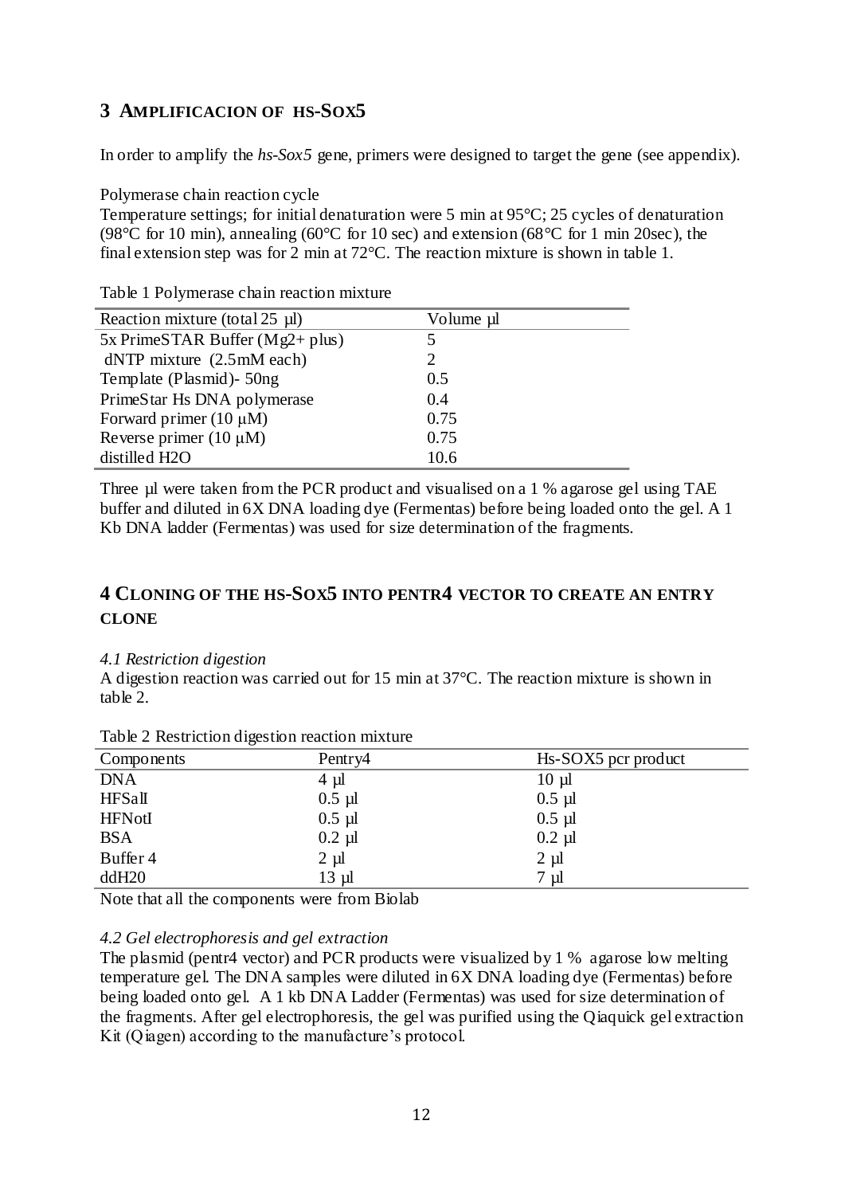## 3 AMPLIFICACION OF HS-SOX5

In order to amplify the *hs-Sox5* gene, primers were designed to target the gene (see appendix).

Polymerase chain reaction cycle

Temperature settings; for initial denaturation were 5 min at 95°C; 25 cycles of denaturation (98°C for 10 min), annealing (60°C for 10 sec) and extension (68°C for 1 min 20sec), the final extension step was for 2 min at 72°C. The reaction mixture is shown in table 1.

Table 1 Polymerase chain reaction mixture

| Reaction mixture (total 25 µl) | Volume µl |
|---|---|
| 5x PrimeSTAR Buffer ($Mg^{2+}$ plus) | 5 |
| dNTP mixture (2.5mM each) | 2 |
| Template (Plasmid)- 50ng | 0.5 |
| PrimeStar Hs DNA polymerase | 0.4 |
| Forward primer (10 µM) | 0.75 |
| Reverse primer (10 µM) | 0.75 |
| distilled $H_2O$ | 10.6 |

Three µl were taken from the PCR product and visualised on a 1 % agarose gel using TAE buffer and diluted in 6X DNA loading dye (Fermentas) before being loaded onto the gel. A 1 Kb DNA ladder (Fermentas) was used for size determination of the fragments.

## 4 CLONING OF THE HS-SOX5 INTO PENTR4 VECTOR TO CREATE AN ENTRY CLONE

### *4.1 Restriction digestion*

A digestion reaction was carried out for 15 min at 37°C. The reaction mixture is shown in table 2.

Table 2 Restriction digestion reaction mixture

| Components | Pentry4 | Hs-SOX5 pcr product |
|---|---|---|
| DNA | 4 µl | 10 µl |
| HFSalI | 0.5 µl | 0.5 µl |
| HFNotI | 0.5 µl | 0.5 µl |
| BSA | 0.2 µl | 0.2 µl |
| Buffer 4 | 2 µl | 2 µl |
| ddH20 | 13 µl | 7 µl |

Note that all the components were from Biolab

### *4.2 Gel electrophoresis and gel extraction*

The plasmid (pentr4 vector) and PCR products were visualized by 1 % agarose low melting temperature gel. The DNA samples were diluted in 6X DNA loading dye (Fermentas) before being loaded onto gel. A 1 kb DNA Ladder (Fermentas) was used for size determination of the fragments. After gel electrophoresis, the gel was purified using the Qiaquick gel extraction Kit (Qiagen) according to the manufacture's protocol.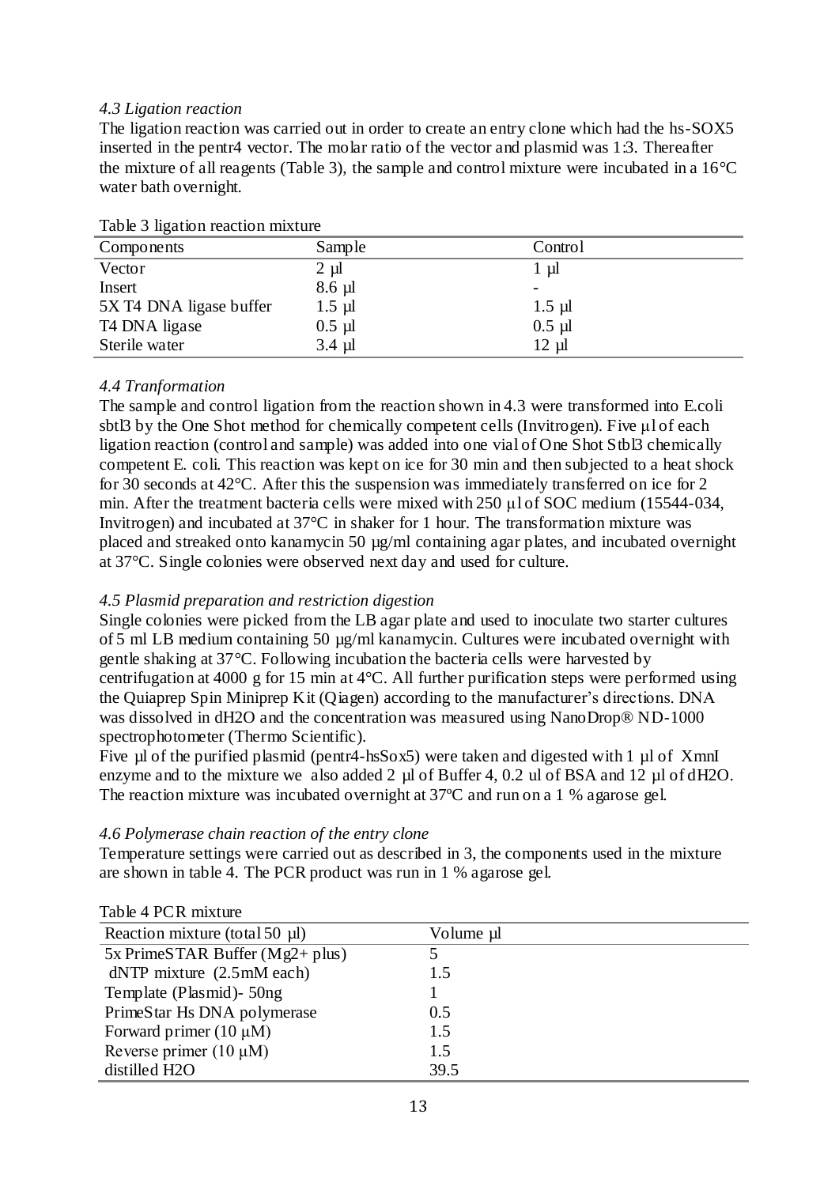*4.3 Ligation reaction*

The ligation reaction was carried out in order to create an entry clone which had the hs-SOX5 inserted in the pentr4 vector. The molar ratio of the vector and plasmid was 1:3. Thereafter the mixture of all reagents (Table 3), the sample and control mixture were incubated in a 16°C water bath overnight.

Table 3 ligation reaction mixture

| Components | Sample | Control |
|---|---|---|
| Vector | 2 µl | 1 µl |
| Insert | 8.6 µl | - |
| 5X T4 DNA ligase buffer | 1.5 µl | 1.5 µl |
| T4 DNA ligase | 0.5 µl | 0.5 µl |
| Sterile water | 3.4 µl | 12 µl |

*4.4 Tranformation*

The sample and control ligation from the reaction shown in 4.3 were transformed into E.coli sbtl3 by the One Shot method for chemically competent cells (Invitrogen). Five µl of each ligation reaction (control and sample) was added into one vial of One Shot Stbl3 chemically competent E. coli. This reaction was kept on ice for 30 min and then subjected to a heat shock for 30 seconds at 42°C. After this the suspension was immediately transferred on ice for 2 min. After the treatment bacteria cells were mixed with 250 µl of SOC medium (15544-034, Invitrogen) and incubated at 37°C in shaker for 1 hour. The transformation mixture was placed and streaked onto kanamycin 50 µg/ml containing agar plates, and incubated overnight at 37°C. Single colonies were observed next day and used for culture.

*4.5 Plasmid preparation and restriction digestion*

Single colonies were picked from the LB agar plate and used to inoculate two starter cultures of 5 ml LB medium containing 50 µg/ml kanamycin. Cultures were incubated overnight with gentle shaking at 37°C. Following incubation the bacteria cells were harvested by centrifugation at 4000 g for 15 min at 4°C. All further purification steps were performed using the Quiaprep Spin Miniprep Kit (Qiagen) according to the manufacturer's directions. DNA was dissolved in dH2O and the concentration was measured using NanoDrop® ND-1000 spectrophotometer (Thermo Scientific).

Five µl of the purified plasmid (pentr4-hsSox5) were taken and digested with 1 µl of XmnI enzyme and to the mixture we also added 2 µl of Buffer 4, 0.2 ul of BSA and 12 µl of dH2O. The reaction mixture was incubated overnight at 37ºC and run on a 1 % agarose gel.

*4.6 Polymerase chain reaction of the entry clone*

Temperature settings were carried out as described in 3, the components used in the mixture are shown in table 4. The PCR product was run in 1 % agarose gel.

Table 4 PCR mixture

| Reaction mixture (total 50 µl) | Volume µl |
|---|---|
| 5x PrimeSTAR Buffer (Mg2+ plus) | 5 |
| dNTP mixture (2.5mM each) | 1.5 |
| Template (Plasmid)- 50ng | 1 |
| PrimeStar Hs DNA polymerase | 0.5 |
| Forward primer (10 µM) | 1.5 |
| Reverse primer (10 µM) | 1.5 |
| distilled H2O | 39.5 |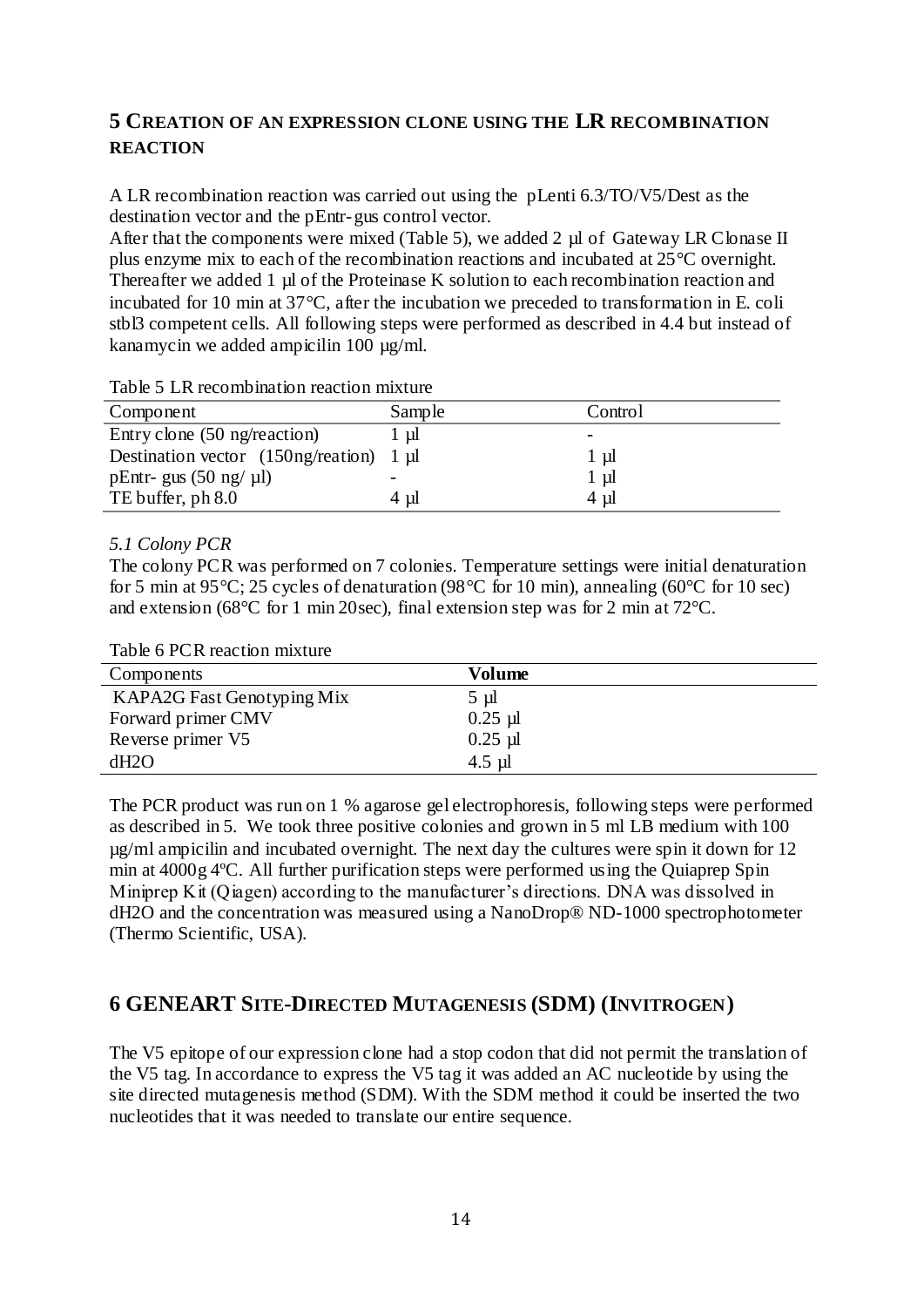## 5 Creation of an expression clone using the LR recombination reaction

A LR recombination reaction was carried out using the pLenti 6.3/TO/V5/Dest as the destination vector and the pEntr-gus control vector.
After that the components were mixed (Table 5), we added 2 µl of Gateway LR Clonase II plus enzyme mix to each of the recombination reactions and incubated at 25°C overnight. Thereafter we added 1 µl of the Proteinase K solution to each recombination reaction and incubated for 10 min at 37°C, after the incubation we preceded to transformation in E. coli stbl3 competent cells. All following steps were performed as described in 4.4 but instead of kanamycin we added ampicilin 100 µg/ml.

Table 5 LR recombination reaction mixture

| Component | Sample | Control |
|---|---|---|
| Entry clone (50 ng/reaction) | 1 µl | - |
| Destination vector (150ng/reation) | 1 µl | 1 µl |
| pEntr- gus (50 ng/ µl) | - | 1 µl |
| TE buffer, ph 8.0 | 4 µl | 4 µl |

### *5.1 Colony PCR*

The colony PCR was performed on 7 colonies. Temperature settings were initial denaturation for 5 min at 95°C; 25 cycles of denaturation (98°C for 10 min), annealing (60°C for 10 sec) and extension (68°C for 1 min 20sec), final extension step was for 2 min at 72°C.

Table 6 PCR reaction mixture

| Components | **Volume** |
|---|---|
| KAPA2G Fast Genotyping Mix | 5 µl |
| Forward primer CMV | 0.25 µl |
| Reverse primer V5 | 0.25 µl |
| dH2O | 4.5 µl |

The PCR product was run on 1 % agarose gel electrophoresis, following steps were performed as described in 5. We took three positive colonies and grown in 5 ml LB medium with 100 µg/ml ampicilin and incubated overnight. The next day the cultures were spin it down for 12 min at 4000g 4ºC. All further purification steps were performed using the Quiaprep Spin Miniprep Kit (Qiagen) according to the manufacturer's directions. DNA was dissolved in dH2O and the concentration was measured using a NanoDrop® ND-1000 spectrophotometer (Thermo Scientific, USA).

## 6 GeneArt Site-Directed Mutagenesis (SDM) (Invitrogen)

The V5 epitope of our expression clone had a stop codon that did not permit the translation of the V5 tag. In accordance to express the V5 tag it was added an AC nucleotide by using the site directed mutagenesis method (SDM). With the SDM method it could be inserted the two nucleotides that it was needed to translate our entire sequence.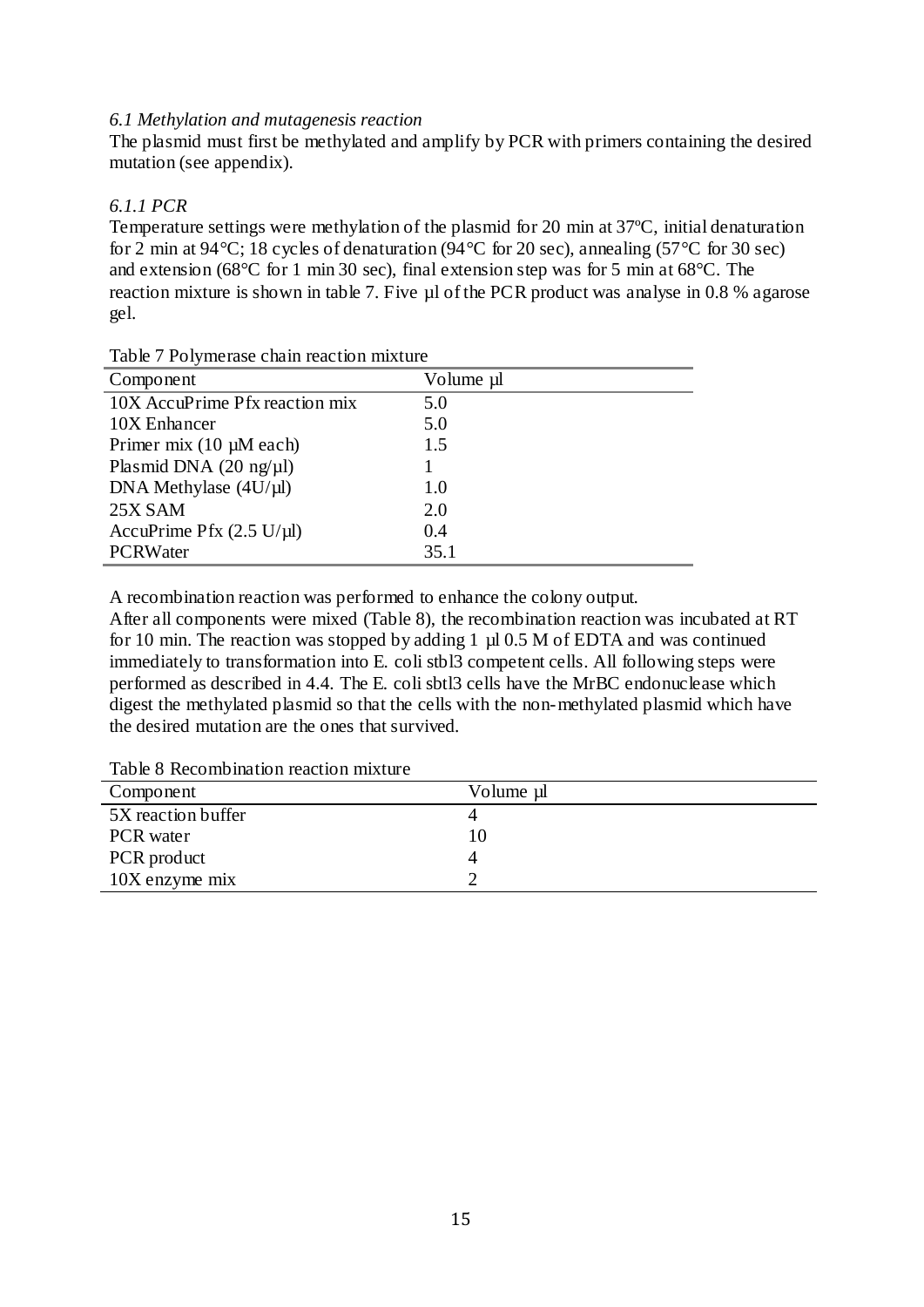*6.1 Methylation and mutagenesis reaction*

The plasmid must first be methylated and amplify by PCR with primers containing the desired mutation (see appendix).

*6.1.1 PCR*

Temperature settings were methylation of the plasmid for 20 min at 37ºC, initial denaturation for 2 min at 94°C; 18 cycles of denaturation (94°C for 20 sec), annealing (57°C for 30 sec) and extension (68°C for 1 min 30 sec), final extension step was for 5 min at 68°C. The reaction mixture is shown in table 7. Five µl of the PCR product was analyse in 0.8 % agarose gel.

Table 7 Polymerase chain reaction mixture

| Component | Volume µl |
|---|---|
| 10X AccuPrime Pfx reaction mix | 5.0 |
| 10X Enhancer | 5.0 |
| Primer mix (10 µM each) | 1.5 |
| Plasmid DNA (20 ng/µl) | 1 |
| DNA Methylase (4U/µl) | 1.0 |
| 25X SAM | 2.0 |
| AccuPrime Pfx (2.5 U/µl) | 0.4 |
| PCRWater | 35.1 |

A recombination reaction was performed to enhance the colony output.

After all components were mixed (Table 8), the recombination reaction was incubated at RT for 10 min. The reaction was stopped by adding 1 µl 0.5 M of EDTA and was continued immediately to transformation into E. coli stbl3 competent cells. All following steps were performed as described in 4.4. The E. coli sbtl3 cells have the MrBC endonuclease which digest the methylated plasmid so that the cells with the non-methylated plasmid which have the desired mutation are the ones that survived.

Table 8 Recombination reaction mixture

| Component | Volume µl |
|---|---|
| 5X reaction buffer | 4 |
| PCR water | 10 |
| PCR product | 4 |
| 10X enzyme mix | 2 |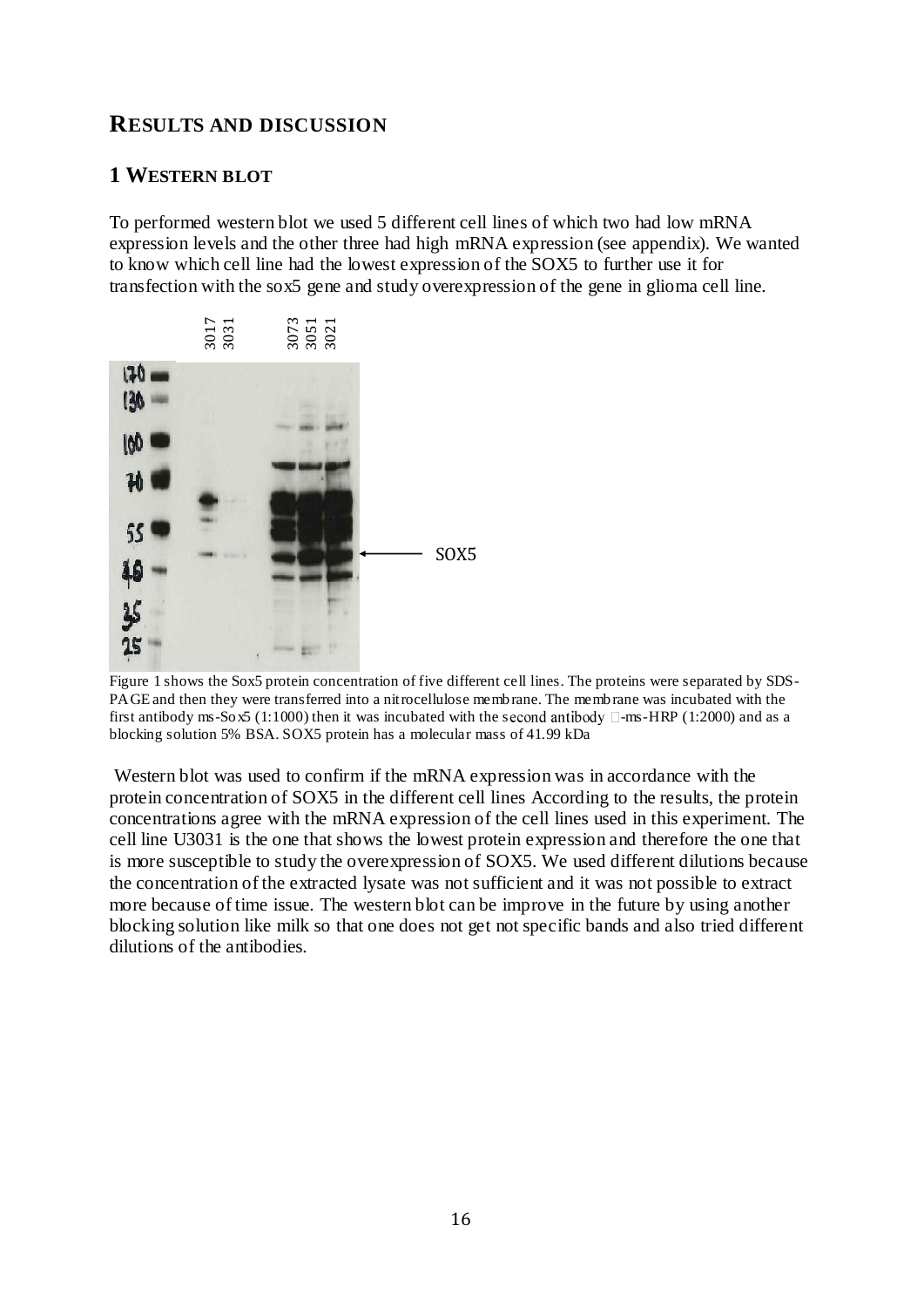## RESULTS AND DISCUSSION

### 1 WESTERN BLOT

To performed western blot we used 5 different cell lines of which two had low mRNA expression levels and the other three had high mRNA expression (see appendix). We wanted to know which cell line had the lowest expression of the SOX5 to further use it for transfection with the sox5 gene and study overexpression of the gene in glioma cell line.

Figure 1 shows the Sox5 protein concentration of five different cell lines. The proteins were separated by SDS-PAGE and then they were transferred into a nitrocellulose membrane. The membrane was incubated with the first antibody ms-Sox5 (1:1000) then it was incubated with the second antibody -ms-HRP (1:2000) and as a blocking solution 5% BSA. SOX5 protein has a molecular mass of 41.99 kDa

Western blot was used to confirm if the mRNA expression was in accordance with the protein concentration of SOX5 in the different cell lines According to the results, the protein concentrations agree with the mRNA expression of the cell lines used in this experiment. The cell line U3031 is the one that shows the lowest protein expression and therefore the one that is more susceptible to study the overexpression of SOX5. We used different dilutions because the concentration of the extracted lysate was not sufficient and it was not possible to extract more because of time issue. The western blot can be improve in the future by using another blocking solution like milk so that one does not get not specific bands and also tried different dilutions of the antibodies.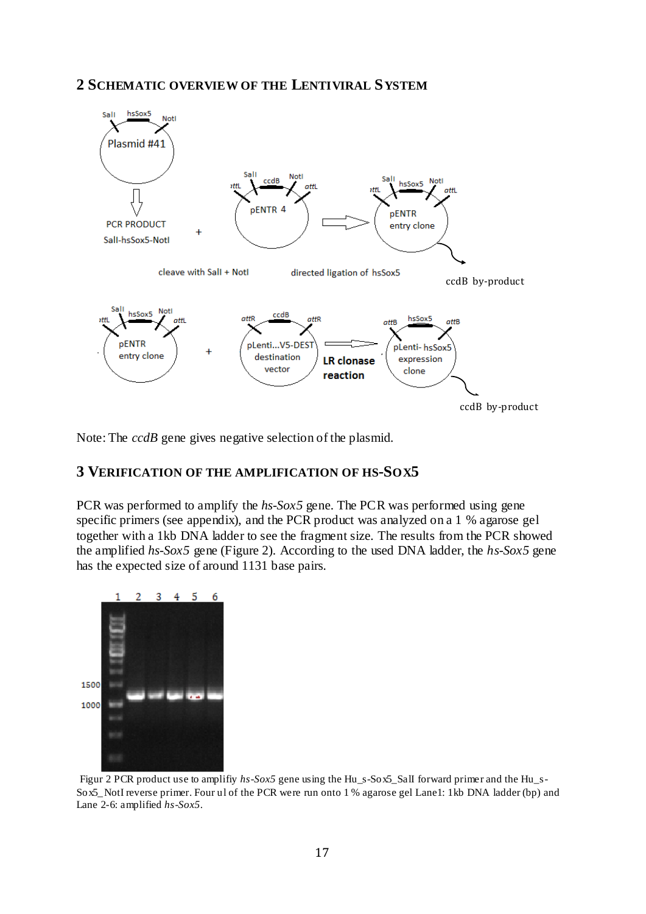## 2 Schematic overview of the Lentiviral System

Note: The *ccdB* gene gives negative selection of the plasmid.

## 3 Verification of the amplification of hs-Sox5

PCR was performed to amplify the *hs-Sox5* gene. The PCR was performed using gene specific primers (see appendix), and the PCR product was analyzed on a 1 % agarose gel together with a 1kb DNA ladder to see the fragment size. The results from the PCR showed the amplified *hs-Sox5* gene (Figure 2). According to the used DNA ladder, the *hs-Sox5* gene has the expected size of around 1131 base pairs.

Figur 2 PCR product use to amplifiy *hs-Sox5* gene using the Hu_s-Sox5_SalI forward primer and the Hu_s-Sox5_NotI reverse primer. Four ul of the PCR were run onto 1 % agarose gel Lane1: 1kb DNA ladder (bp) and Lane 2-6: amplified *hs-Sox5*.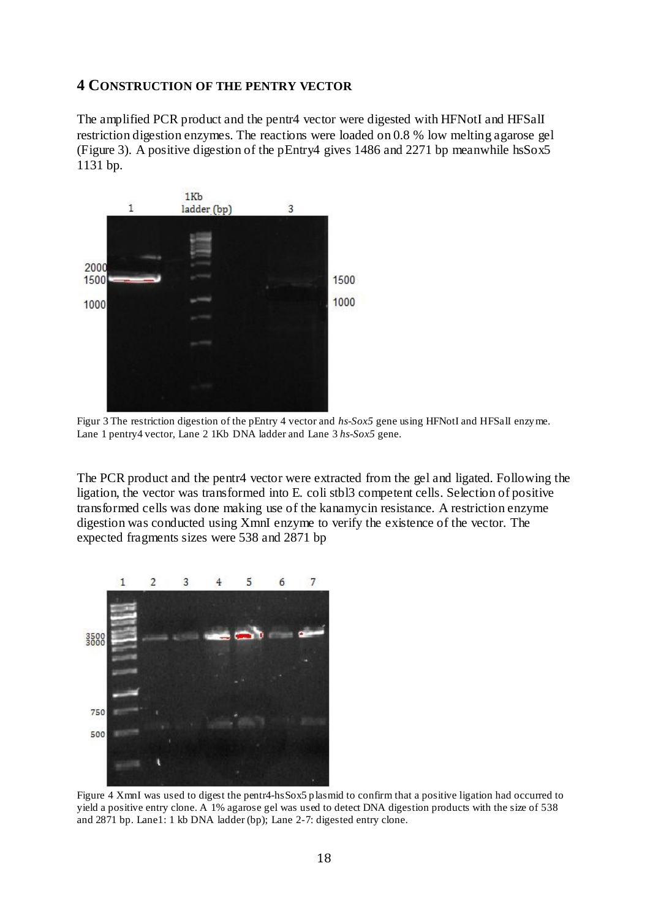## 4 Construction of the pentry vector

The amplified PCR product and the pentr4 vector were digested with HFNotI and HFSalI restriction digestion enzymes. The reactions were loaded on 0.8 % low melting agarose gel (Figure 3). A positive digestion of the pEntry4 gives 1486 and 2271 bp meanwhile hsSox5 1131 bp.

Figur 3 The restriction digestion of the pEntry 4 vector and *hs-Sox5* gene using HFNotI and HFSalI enzyme. Lane 1 pentry4 vector, Lane 2 1Kb DNA ladder and Lane 3 *hs-Sox5* gene.

The PCR product and the pentr4 vector were extracted from the gel and ligated. Following the ligation, the vector was transformed into E. coli stbl3 competent cells. Selection of positive transformed cells was done making use of the kanamycin resistance. A restriction enzyme digestion was conducted using XmnI enzyme to verify the existence of the vector. The expected fragments sizes were 538 and 2871 bp

Figure 4 XmnI was used to digest the pentr4-hsSox5 plasmid to confirm that a positive ligation had occurred to yield a positive entry clone. A 1% agarose gel was used to detect DNA digestion products with the size of 538 and 2871 bp. Lane1: 1 kb DNA ladder (bp); Lane 2-7: digested entry clone.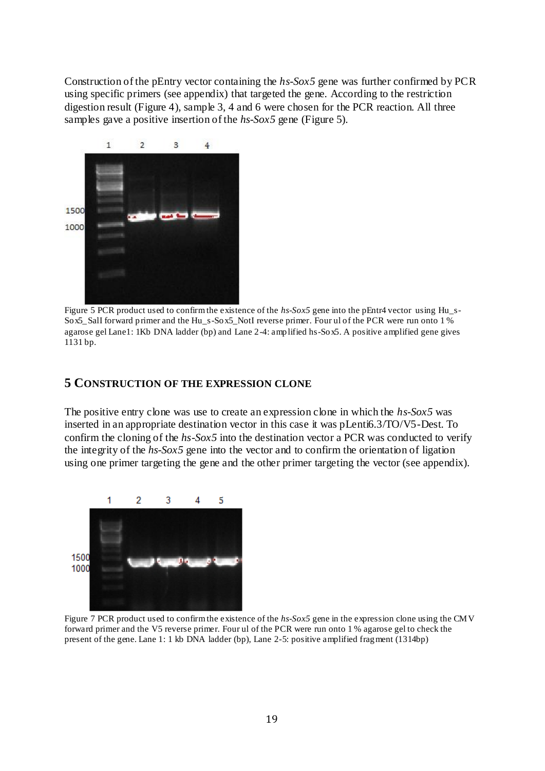Construction of the pEntry vector containing the *hs-Sox5* gene was further confirmed by PCR using specific primers (see appendix) that targeted the gene. According to the restriction digestion result (Figure 4), sample 3, 4 and 6 were chosen for the PCR reaction. All three samples gave a positive insertion of the *hs-Sox5* gene (Figure 5).

Figure 5 PCR product used to confirm the existence of the *hs-Sox5* gene into the pEntr4 vector using Hu_s-Sox5_SalI forward primer and the Hu_s-Sox5_NotI reverse primer. Four ul of the PCR were run onto 1 % agarose gel Lane1: 1Kb DNA ladder (bp) and Lane 2-4: amplified hs-Sox5. A positive amplified gene gives 1131 bp.

## 5 Construction of the Expression Clone

The positive entry clone was use to create an expression clone in which the *hs-Sox5* was inserted in an appropriate destination vector in this case it was pLenti6.3/TO/V5-Dest. To confirm the cloning of the *hs-Sox5* into the destination vector a PCR was conducted to verify the integrity of the *hs-Sox5* gene into the vector and to confirm the orientation of ligation using one primer targeting the gene and the other primer targeting the vector (see appendix).

Figure 7 PCR product used to confirm the existence of the *hs-Sox5* gene in the expression clone using the CMV forward primer and the V5 reverse primer. Four ul of the PCR were run onto 1 % agarose gel to check the present of the gene. Lane 1: 1 kb DNA ladder (bp), Lane 2-5: positive amplified fragment (1314bp)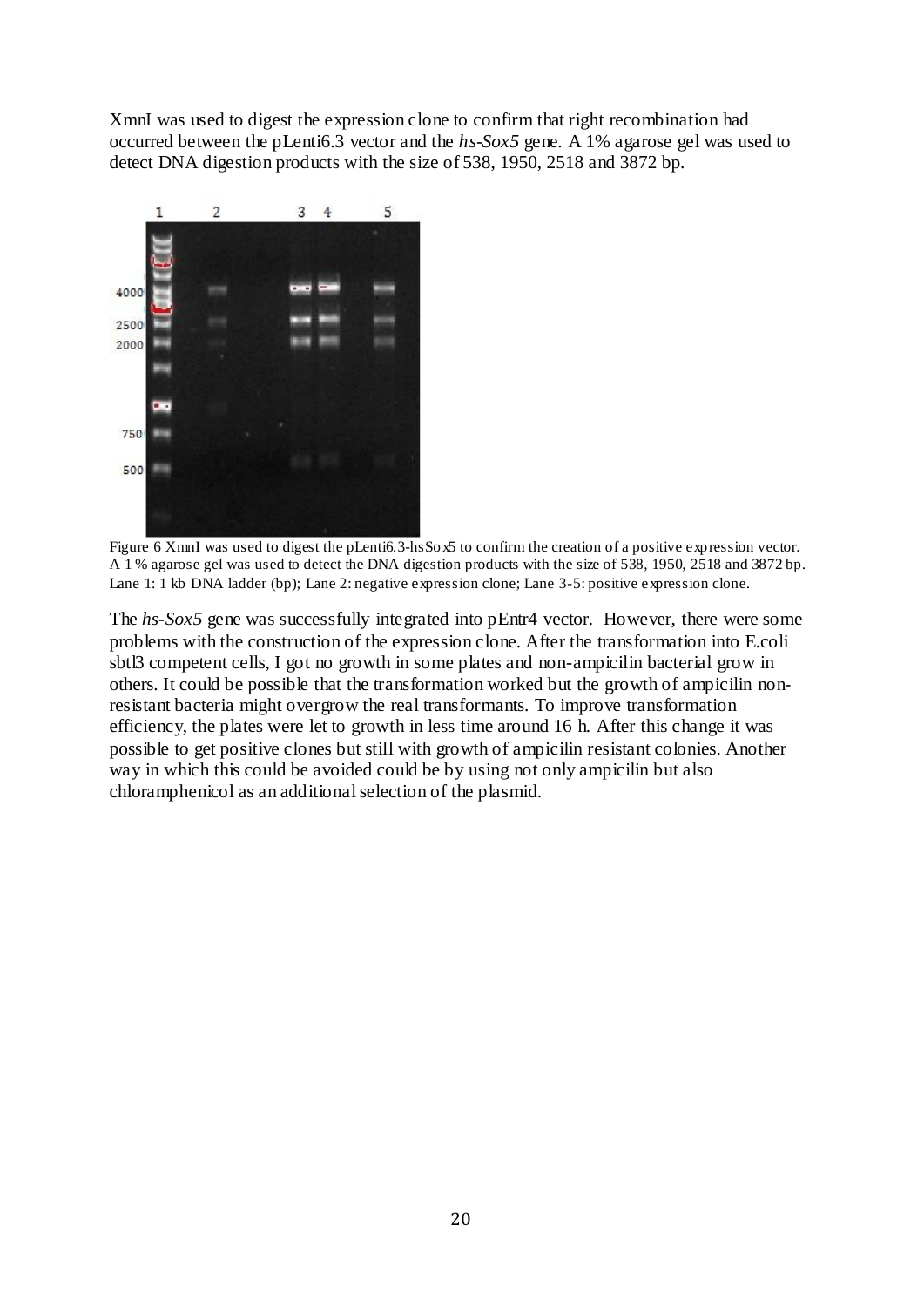XmnI was used to digest the expression clone to confirm that right recombination had occurred between the pLenti6.3 vector and the *hs-Sox5* gene. A 1% agarose gel was used to detect DNA digestion products with the size of 538, 1950, 2518 and 3872 bp.

Figure 6 XmnI was used to digest the pLenti6.3-hsSox5 to confirm the creation of a positive expression vector. A 1% agarose gel was used to detect the DNA digestion products with the size of 538, 1950, 2518 and 3872 bp. Lane 1: 1 kb DNA ladder (bp); Lane 2: negative expression clone; Lane 3-5: positive expression clone.

The *hs-Sox5* gene was successfully integrated into pEntr4 vector. However, there were some problems with the construction of the expression clone. After the transformation into E.coli sbtl3 competent cells, I got no growth in some plates and non-ampicilin bacterial grow in others. It could be possible that the transformation worked but the growth of ampicilin non-resistant bacteria might overgrow the real transformants. To improve transformation efficiency, the plates were let to growth in less time around 16 h. After this change it was possible to get positive clones but still with growth of ampicilin resistant colonies. Another way in which this could be avoided could be by using not only ampicilin but also chloramphenicol as an additional selection of the plasmid.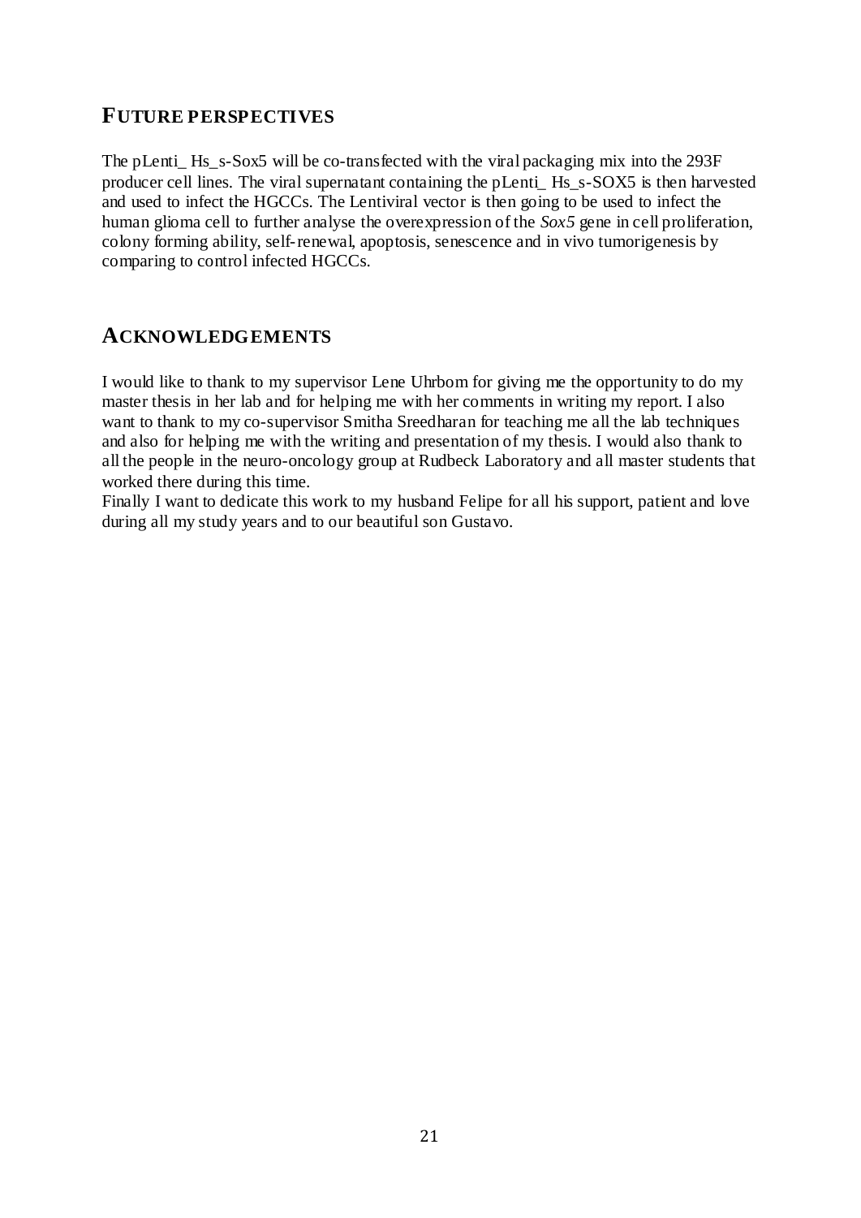## FUTURE PERSPECTIVES

The pLenti_ Hs_s-Sox5 will be co-transfected with the viral packaging mix into the 293F producer cell lines. The viral supernatant containing the pLenti_ Hs_s-SOX5 is then harvested and used to infect the HGCCs. The Lentiviral vector is then going to be used to infect the human glioma cell to further analyse the overexpression of the *Sox5* gene in cell proliferation, colony forming ability, self-renewal, apoptosis, senescence and in vivo tumorigenesis by comparing to control infected HGCCs.

## ACKNOWLEDGEMENTS

I would like to thank to my supervisor Lene Uhrbom for giving me the opportunity to do my master thesis in her lab and for helping me with her comments in writing my report. I also want to thank to my co-supervisor Smitha Sreedharan for teaching me all the lab techniques and also for helping me with the writing and presentation of my thesis. I would also thank to all the people in the neuro-oncology group at Rudbeck Laboratory and all master students that worked there during this time.
Finally I want to dedicate this work to my husband Felipe for all his support, patient and love during all my study years and to our beautiful son Gustavo.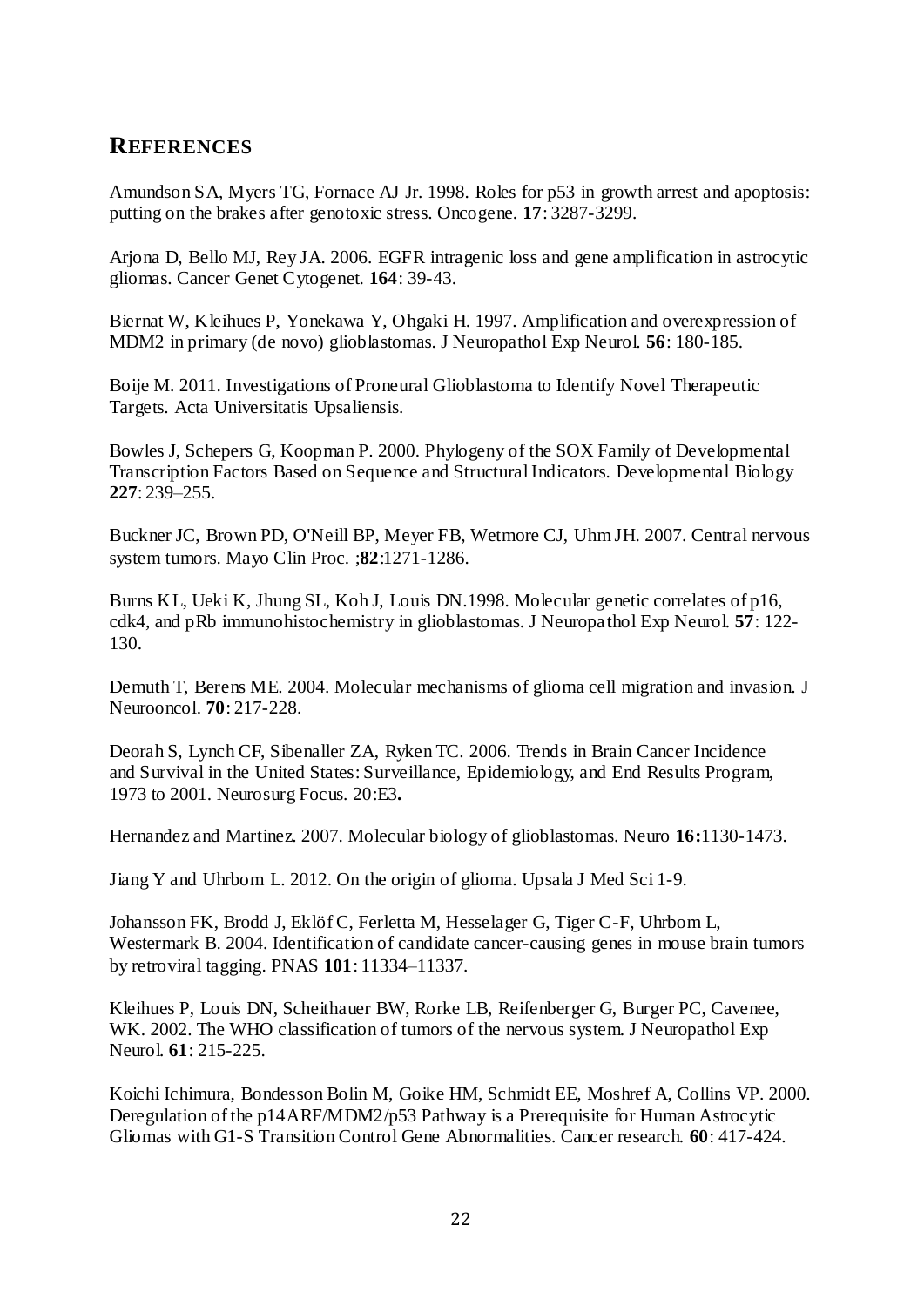## REFERENCES

Amundson SA, Myers TG, Fornace AJ Jr. 1998. Roles for p53 in growth arrest and apoptosis: putting on the brakes after genotoxic stress. Oncogene. **17**: 3287-3299.

Arjona D, Bello MJ, Rey JA. 2006. EGFR intragenic loss and gene amplification in astrocytic gliomas. Cancer Genet Cytogenet. **164**: 39-43.

Biernat W, Kleihues P, Yonekawa Y, Ohgaki H. 1997. Amplification and overexpression of MDM2 in primary (de novo) glioblastomas. J Neuropathol Exp Neurol. **56**: 180-185.

Boije M. 2011. Investigations of Proneural Glioblastoma to Identify Novel Therapeutic Targets. Acta Universitatis Upsaliensis.

Bowles J, Schepers G, Koopman P. 2000. Phylogeny of the SOX Family of Developmental Transcription Factors Based on Sequence and Structural Indicators. Developmental Biology **227**: 239–255.

Buckner JC, Brown PD, O'Neill BP, Meyer FB, Wetmore CJ, Uhm JH. 2007. Central nervous system tumors. Mayo Clin Proc. ;**82**:1271-1286.

Burns KL, Ueki K, Jhung SL, Koh J, Louis DN.1998. Molecular genetic correlates of p16, cdk4, and pRb immunohistochemistry in glioblastomas. J Neuropathol Exp Neurol. **57**: 122-130.

Demuth T, Berens ME. 2004. Molecular mechanisms of glioma cell migration and invasion. J Neurooncol. **70**: 217-228.

Deorah S, Lynch CF, Sibenaller ZA, Ryken TC. 2006. Trends in Brain Cancer Incidence and Survival in the United States: Surveillance, Epidemiology, and End Results Program, 1973 to 2001. Neurosurg Focus. 20:E3**.**

Hernandez and Martinez. 2007. Molecular biology of glioblastomas. Neuro **16:**1130-1473.

Jiang Y and Uhrbom L. 2012. On the origin of glioma. Upsala J Med Sci 1-9.

Johansson FK, Brodd J, Eklöf C, Ferletta M, Hesselager G, Tiger C-F, Uhrbom L, Westermark B. 2004. Identification of candidate cancer-causing genes in mouse brain tumors by retroviral tagging. PNAS **101**: 11334–11337.

Kleihues P, Louis DN, Scheithauer BW, Rorke LB, Reifenberger G, Burger PC, Cavenee, WK. 2002. The WHO classification of tumors of the nervous system. J Neuropathol Exp Neurol. **61**: 215-225.

Koichi Ichimura, Bondesson Bolin M, Goike HM, Schmidt EE, Moshref A, Collins VP. 2000. Deregulation of the p14ARF/MDM2/p53 Pathway is a Prerequisite for Human Astrocytic Gliomas with G1-S Transition Control Gene Abnormalities. Cancer research. **60**: 417-424.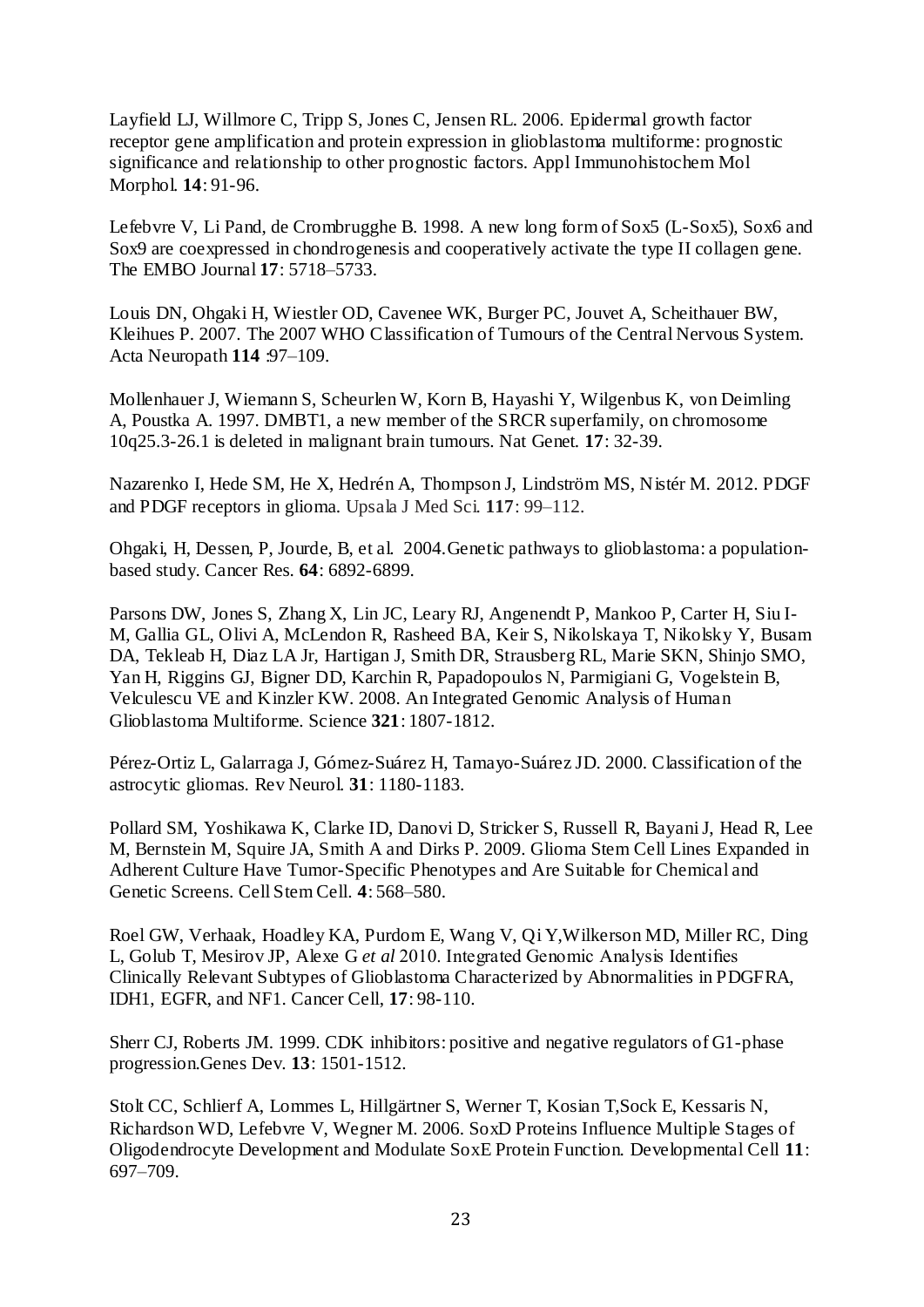Layfield LJ, Willmore C, Tripp S, Jones C, Jensen RL. 2006. Epidermal growth factor receptor gene amplification and protein expression in glioblastoma multiforme: prognostic significance and relationship to other prognostic factors. Appl Immunohistochem Mol Morphol. **14**: 91-96.

Lefebvre V, Li Pand, de Crombrugghe B. 1998. A new long form of Sox5 (L-Sox5), Sox6 and Sox9 are coexpressed in chondrogenesis and cooperatively activate the type II collagen gene. The EMBO Journal **17**: 5718–5733.

Louis DN, Ohgaki H, Wiestler OD, Cavenee WK, Burger PC, Jouvet A, Scheithauer BW, Kleihues P. 2007. The 2007 WHO Classification of Tumours of the Central Nervous System. Acta Neuropath **114** :97–109.

Mollenhauer J, Wiemann S, Scheurlen W, Korn B, Hayashi Y, Wilgenbus K, von Deimling A, Poustka A. 1997. DMBT1, a new member of the SRCR superfamily, on chromosome 10q25.3-26.1 is deleted in malignant brain tumours. Nat Genet. **17**: 32-39.

Nazarenko I, Hede SM, He X, Hedrén A, Thompson J, Lindström MS, Nistér M. 2012. PDGF and PDGF receptors in glioma. Upsala J Med Sci. **117**: 99–112.

Ohgaki, H, Dessen, P, Jourde, B, et al. 2004.Genetic pathways to glioblastoma: a population-based study. Cancer Res. **64**: 6892-6899.

Parsons DW, Jones S, Zhang X, Lin JC, Leary RJ, Angenendt P, Mankoo P, Carter H, Siu I-M, Gallia GL, Olivi A, McLendon R, Rasheed BA, Keir S, Nikolskaya T, Nikolsky Y, Busam DA, Tekleab H, Diaz LA Jr, Hartigan J, Smith DR, Strausberg RL, Marie SKN, Shinjo SMO, Yan H, Riggins GJ, Bigner DD, Karchin R, Papadopoulos N, Parmigiani G, Vogelstein B, Velculescu VE and Kinzler KW. 2008. An Integrated Genomic Analysis of Human Glioblastoma Multiforme. Science **321**: 1807-1812.

Pérez-Ortiz L, Galarraga J, Gómez-Suárez H, Tamayo-Suárez JD. 2000. Classification of the astrocytic gliomas. Rev Neurol. **31**: 1180-1183.

Pollard SM, Yoshikawa K, Clarke ID, Danovi D, Stricker S, Russell R, Bayani J, Head R, Lee M, Bernstein M, Squire JA, Smith A and Dirks P. 2009. Glioma Stem Cell Lines Expanded in Adherent Culture Have Tumor-Specific Phenotypes and Are Suitable for Chemical and Genetic Screens. Cell Stem Cell. **4**: 568–580.

Roel GW, Verhaak, Hoadley KA, Purdom E, Wang V, Qi Y,Wilkerson MD, Miller RC, Ding L, Golub T, Mesirov JP, Alexe G *et al* 2010. Integrated Genomic Analysis Identifies Clinically Relevant Subtypes of Glioblastoma Characterized by Abnormalities in PDGFRA, IDH1, EGFR, and NF1. Cancer Cell, **17**: 98-110.

Sherr CJ, Roberts JM. 1999. CDK inhibitors: positive and negative regulators of G1-phase progression.Genes Dev. **13**: 1501-1512.

Stolt CC, Schlierf A, Lommes L, Hillgärtner S, Werner T, Kosian T,Sock E, Kessaris N, Richardson WD, Lefebvre V, Wegner M. 2006. SoxD Proteins Influence Multiple Stages of Oligodendrocyte Development and Modulate SoxE Protein Function. Developmental Cell **11**: 697–709.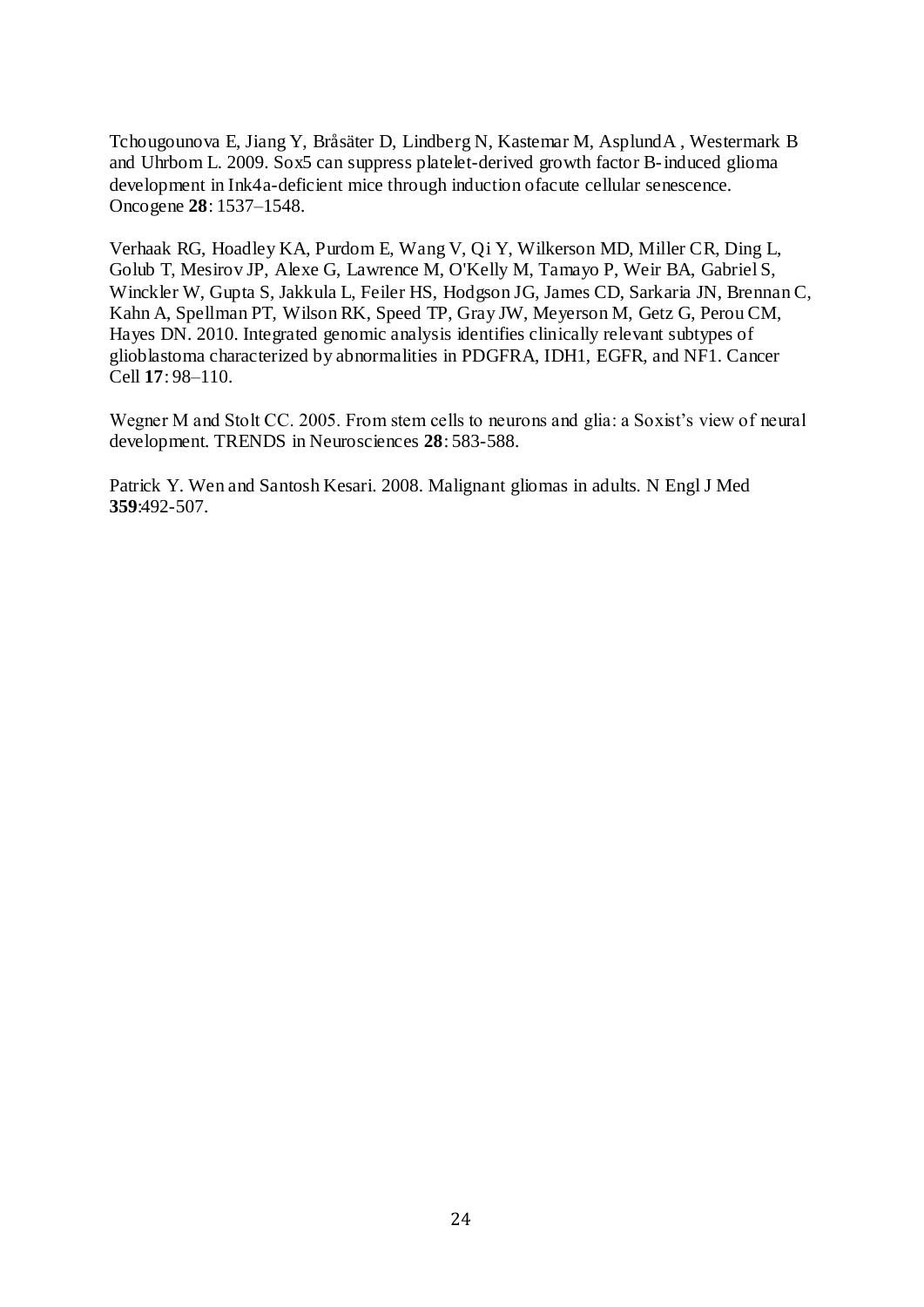Tchougounova E, Jiang Y, Bråsäter D, Lindberg N, Kastemar M, AsplundA , Westermark B and Uhrbom L. 2009. Sox5 can suppress platelet-derived growth factor B-induced glioma development in Ink4a-deficient mice through induction ofacute cellular senescence. Oncogene **28**: 1537–1548.

Verhaak RG, Hoadley KA, Purdom E, Wang V, Qi Y, Wilkerson MD, Miller CR, Ding L, Golub T, Mesirov JP, Alexe G, Lawrence M, O'Kelly M, Tamayo P, Weir BA, Gabriel S, Winckler W, Gupta S, Jakkula L, Feiler HS, Hodgson JG, James CD, Sarkaria JN, Brennan C, Kahn A, Spellman PT, Wilson RK, Speed TP, Gray JW, Meyerson M, Getz G, Perou CM, Hayes DN. 2010. Integrated genomic analysis identifies clinically relevant subtypes of glioblastoma characterized by abnormalities in PDGFRA, IDH1, EGFR, and NF1. Cancer Cell **17**: 98–110.

Wegner M and Stolt CC. 2005. From stem cells to neurons and glia: a Soxist's view of neural development. TRENDS in Neurosciences **28**: 583-588.

Patrick Y. Wen and Santosh Kesari. 2008. Malignant gliomas in adults. N Engl J Med **359**:492-507.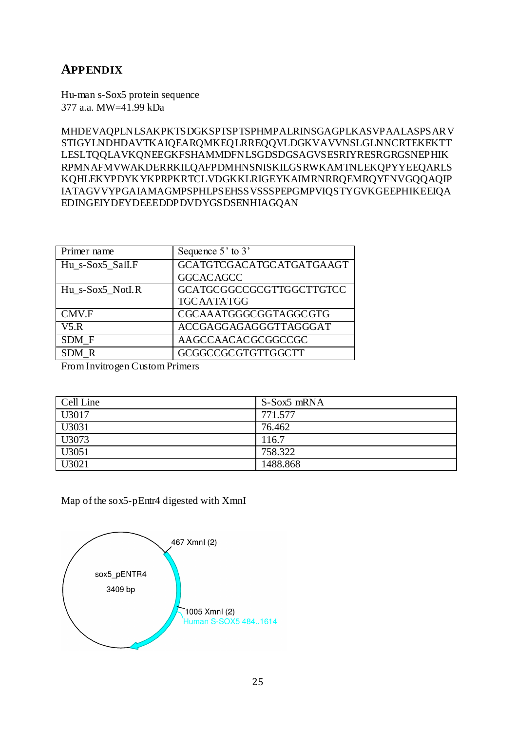# APPENDIX

Hu-man s-Sox5 protein sequence
377 a.a. MW=41.99 kDa

MHDEVAQPLNLSAKPKTSDGKSPTSPTSPHMPALRINSGAGPLKASVPAALASPSARV
STIGYLNDHDAVTKAIQEARQMKEQLRREQQVLDGKVAVVNSLGLNNCRTEKEKTT
LESLTQQLAVKQNEEGKFSHAMMDFNLSGDSDGSAGVSESRIYRESRGRGSNEPHIK
RPMNAFMVWAKDERRKILQAFPDMHNSNISKILGSRWKAMTNLEKQPYYEEQARLS
KQHLEKYPDYKYKPRPKRTCLVDGKKLRIGEYKAIMRNRRQEMRQYFNVGQQAQIP
IATAGVVYPGAIAMAGMPSPHLPSEHSSVSSSPEPGMPVIQSTYGVKGEEPHIKEEIQA
EDINGEIYDEYDEEEDDPDVDYGSDSENHIAGQAN

| Primer name | Sequence 5' to 3' |
|---|---|
| Hu_s-Sox5_SalI.F | GCATGTCGACATGCATGATGAAGT GGCACAGCC |
| Hu_s-Sox5_NotI.R | GCATGCGGCCGCGTTGGCTTGTCC TGCAATATGG |
| CMV.F | CGCAAATGGGCGGTAGGCGTG |
| V5.R | ACCGAGGAGAGGGTTAGGGAT |
| SDM_F | AAGCCAACACGCGGCCGC |
| SDM_R | GCGGCCGCGTGTTGGCTT |

From Invitrogen Custom Primers

| Cell Line | S-Sox5 mRNA |
|---|---|
| U3017 | 771.577 |
| U3031 | 76.462 |
| U3073 | 116.7 |
| U3051 | 758.322 |
| U3021 | 1488.868 |

Map of the sox5-pEntr4 digested with XmnI

sox5_pENTR4
3409 bp

467 XmnI (2)

1005 XmnI (2)

Human S-SOX5 484..1614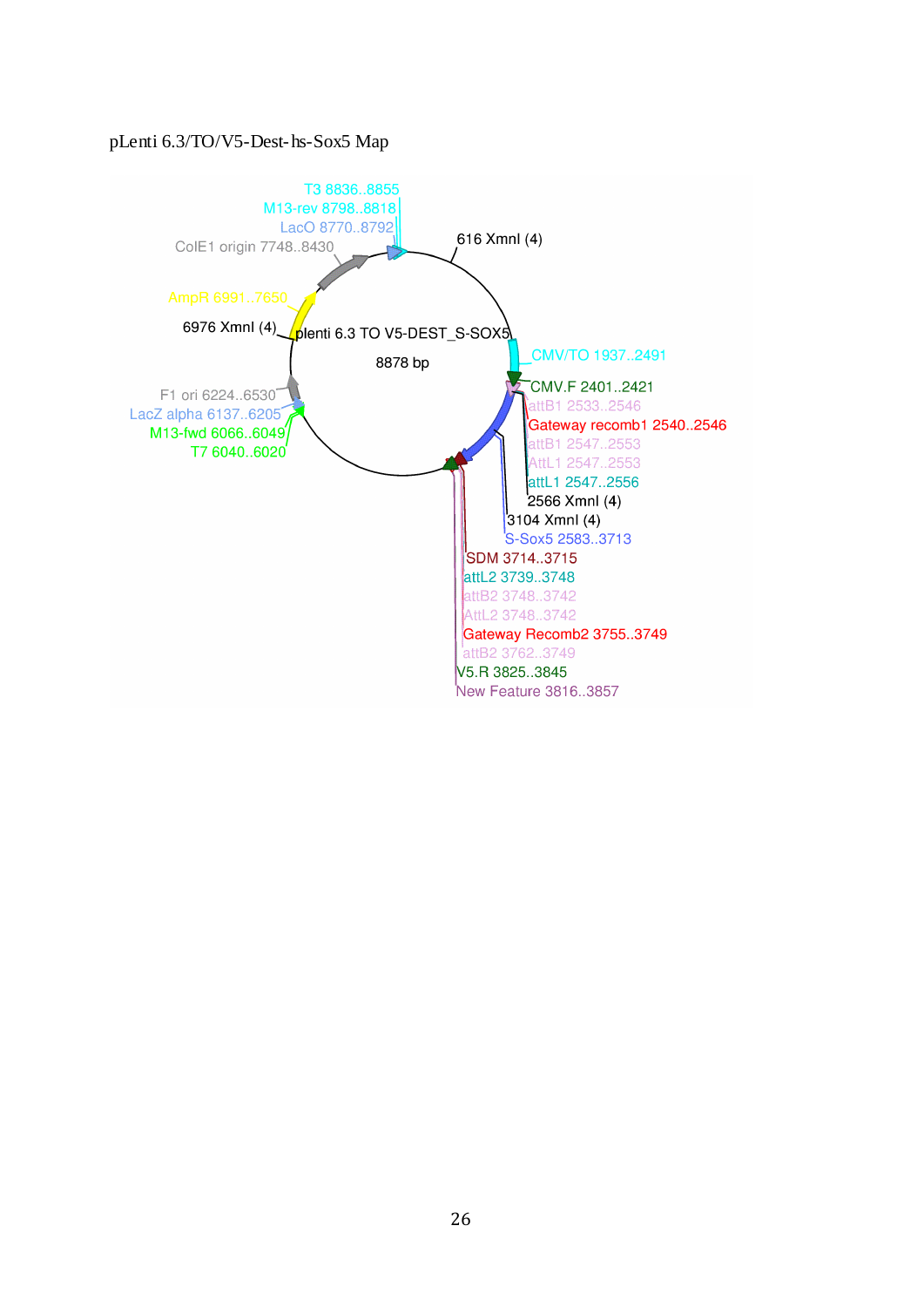pLenti 6.3/TO/V5-Dest-hs-Sox5 Map

plenti 6.3 TO V5-DEST_S-SOX5

8878 bp

T3 8836..8855

M13-rev 8798..8818

LacO 8770..8792

ColE1 origin 7748..8430

616 XmnI (4)

AmpR 6991..7650

6976 XmnI (4)

CMV/TO 1937..2491

CMV.F 2401..2421

F1 ori 6224..6530

attB1 2533..2546

LacZ alpha 6137..6205

Gateway recomb1 2540..2546

M13-fwd 6066..6049

attB1 2547..2553

T7 6040..6020

AttL1 2547..2553

attL1 2547..2556

2566 XmnI (4)

3104 XmnI (4)

S-Sox5 2583..3713

SDM 3714..3715

attL2 3739..3748

attB2 3748..3742

AttL2 3748..3742

Gateway Recomb2 3755..3749

attB2 3762..3749

V5.R 3825..3845

New Feature 3816..3857